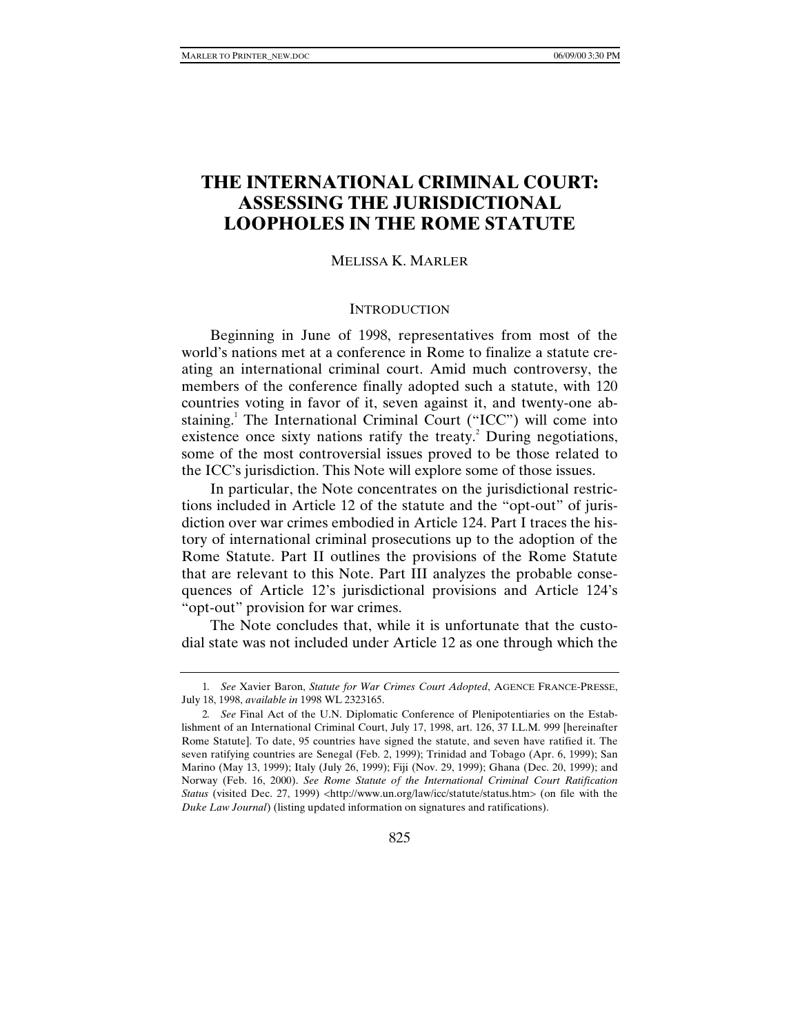# THE INTERNATIONAL CRIMINAL COURT: ASSESSING THE JURISDICTIONAL LOOPHOLES IN THE ROME STATUTE

MELISSA K. MARLER

## INTRODUCTION

Beginning in June of 1998, representatives from most of the world's nations met at a conference in Rome to finalize a statute creating an international criminal court. Amid much controversy, the members of the conference finally adopted such a statute, with 120 countries voting in favor of it, seven against it, and twenty-one abstaining.[1] The International Criminal Court ("ICC") will come into existence once sixty nations ratify the treaty.[2] During negotiations, some of the most controversial issues proved to be those related to the ICC's jurisdiction. This Note will explore some of those issues.

In particular, the Note concentrates on the jurisdictional restrictions included in Article 12 of the statute and the "opt-out" of jurisdiction over war crimes embodied in Article 124. Part I traces the history of international criminal prosecutions up to the adoption of the Rome Statute. Part II outlines the provisions of the Rome Statute that are relevant to this Note. Part III analyzes the probable consequences of Article 12's jurisdictional provisions and Article 124's "opt-out" provision for war crimes.

The Note concludes that, while it is unfortunate that the custodial state was not included under Article 12 as one through which the

---

1. *See* Xavier Baron, *Statute for War Crimes Court Adopted*, AGENCE FRANCE-PRESSE, July 18, 1998, *available in* 1998 WL 2323165.

2. *See* Final Act of the U.N. Diplomatic Conference of Plenipotentiaries on the Establishment of an International Criminal Court, July 17, 1998, art. 126, 37 I.L.M. 999 [hereinafter Rome Statute]. To date, 95 countries have signed the statute, and seven have ratified it. The seven ratifying countries are Senegal (Feb. 2, 1999); Trinidad and Tobago (Apr. 6, 1999); San Marino (May 13, 1999); Italy (July 26, 1999); Fiji (Nov. 29, 1999); Ghana (Dec. 20, 1999); and Norway (Feb. 16, 2000). *See Rome Statute of the International Criminal Court Ratification Status* (visited Dec. 27, 1999) <http://www.un.org/law/icc/statute/status.htm> (on file with the *Duke Law Journal*) (listing updated information on signatures and ratifications).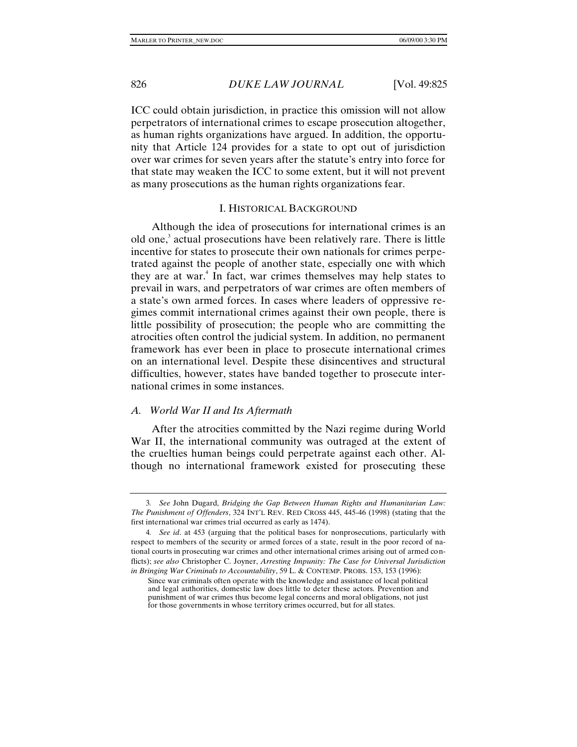ICC could obtain jurisdiction, in practice this omission will not allow perpetrators of international crimes to escape prosecution altogether, as human rights organizations have argued. In addition, the opportunity that Article 124 provides for a state to opt out of jurisdiction over war crimes for seven years after the statute's entry into force for that state may weaken the ICC to some extent, but it will not prevent as many prosecutions as the human rights organizations fear.

## I. HISTORICAL BACKGROUND

Although the idea of prosecutions for international crimes is an old one,[3] actual prosecutions have been relatively rare. There is little incentive for states to prosecute their own nationals for crimes perpetrated against the people of another state, especially one with which they are at war.[4] In fact, war crimes themselves may help states to prevail in wars, and perpetrators of war crimes are often members of a state's own armed forces. In cases where leaders of oppressive regimes commit international crimes against their own people, there is little possibility of prosecution; the people who are committing the atrocities often control the judicial system. In addition, no permanent framework has ever been in place to prosecute international crimes on an international level. Despite these disincentives and structural difficulties, however, states have banded together to prosecute international crimes in some instances.

### *A. World War II and Its Aftermath*

After the atrocities committed by the Nazi regime during World War II, the international community was outraged at the extent of the cruelties human beings could perpetrate against each other. Although no international framework existed for prosecuting these

---

3. *See* John Dugard, *Bridging the Gap Between Human Rights and Humanitarian Law: The Punishment of Offenders*, 324 INT'L REV. RED CROSS 445, 445-46 (1998) (stating that the first international war crimes trial occurred as early as 1474).

4. *See id*. at 453 (arguing that the political bases for nonprosecutions, particularly with respect to members of the security or armed forces of a state, result in the poor record of national courts in prosecuting war crimes and other international crimes arising out of armed conflicts); *see also* Christopher C. Joyner, *Arresting Impunity: The Case for Universal Jurisdiction in Bringing War Criminals to Accountability*, 59 L. & CONTEMP. PROBS. 153, 153 (1996):

> Since war criminals often operate with the knowledge and assistance of local political and legal authorities, domestic law does little to deter these actors. Prevention and punishment of war crimes thus become legal concerns and moral obligations, not just for those governments in whose territory crimes occurred, but for all states.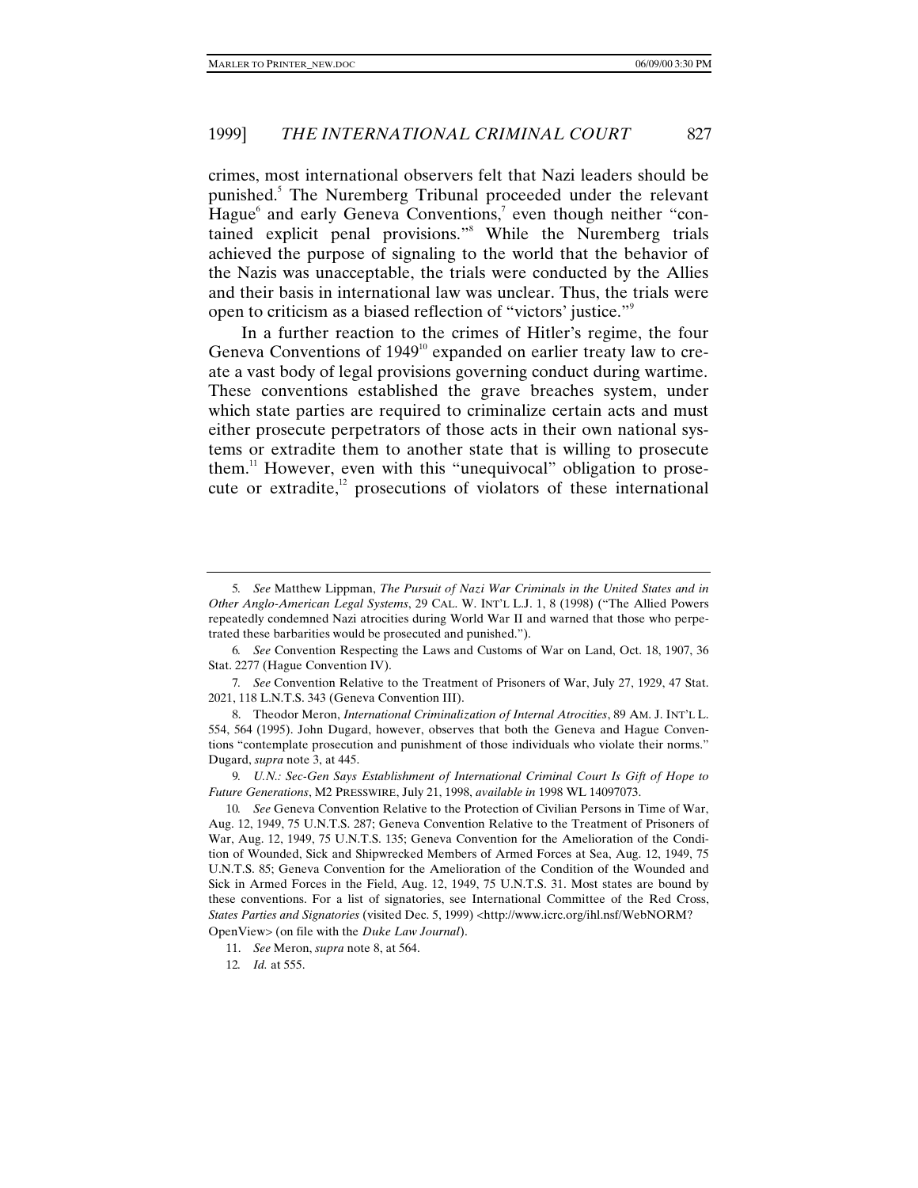crimes, most international observers felt that Nazi leaders should be punished.[5] The Nuremberg Tribunal proceeded under the relevant Hague[6] and early Geneva Conventions,[7] even though neither "contained explicit penal provisions."[8] While the Nuremberg trials achieved the purpose of signaling to the world that the behavior of the Nazis was unacceptable, the trials were conducted by the Allies and their basis in international law was unclear. Thus, the trials were open to criticism as a biased reflection of "victors' justice."[9]

In a further reaction to the crimes of Hitler's regime, the four Geneva Conventions of 1949[10] expanded on earlier treaty law to create a vast body of legal provisions governing conduct during wartime. These conventions established the grave breaches system, under which state parties are required to criminalize certain acts and must either prosecute perpetrators of those acts in their own national systems or extradite them to another state that is willing to prosecute them.[11] However, even with this "unequivocal" obligation to prosecute or extradite,[12] prosecutions of violators of these international

---

5. *See* Matthew Lippman, *The Pursuit of Nazi War Criminals in the United States and in Other Anglo-American Legal Systems*, 29 CAL. W. INT'L L.J. 1, 8 (1998) ("The Allied Powers repeatedly condemned Nazi atrocities during World War II and warned that those who perpetrated these barbarities would be prosecuted and punished.").

6. *See* Convention Respecting the Laws and Customs of War on Land, Oct. 18, 1907, 36 Stat. 2277 (Hague Convention IV).

7. *See* Convention Relative to the Treatment of Prisoners of War, July 27, 1929, 47 Stat. 2021, 118 L.N.T.S. 343 (Geneva Convention III).

8. Theodor Meron, *International Criminalization of Internal Atrocities*, 89 AM. J. INT'L L. 554, 564 (1995). John Dugard, however, observes that both the Geneva and Hague Conventions "contemplate prosecution and punishment of those individuals who violate their norms." Dugard, *supra* note 3, at 445.

9. *U.N.: Sec-Gen Says Establishment of International Criminal Court Is Gift of Hope to Future Generations*, M2 PRESSWIRE, July 21, 1998, *available in* 1998 WL 14097073.

10. *See* Geneva Convention Relative to the Protection of Civilian Persons in Time of War, Aug. 12, 1949, 75 U.N.T.S. 287; Geneva Convention Relative to the Treatment of Prisoners of War, Aug. 12, 1949, 75 U.N.T.S. 135; Geneva Convention for the Amelioration of the Condition of Wounded, Sick and Shipwrecked Members of Armed Forces at Sea, Aug. 12, 1949, 75 U.N.T.S. 85; Geneva Convention for the Amelioration of the Condition of the Wounded and Sick in Armed Forces in the Field, Aug. 12, 1949, 75 U.N.T.S. 31. Most states are bound by these conventions. For a list of signatories, see International Committee of the Red Cross, *States Parties and Signatories* (visited Dec. 5, 1999) <http://www.icrc.org/ihl.nsf/WebNORM?OpenView> (on file with the *Duke Law Journal*).

11. *See* Meron, *supra* note 8, at 564.

12. *Id.* at 555.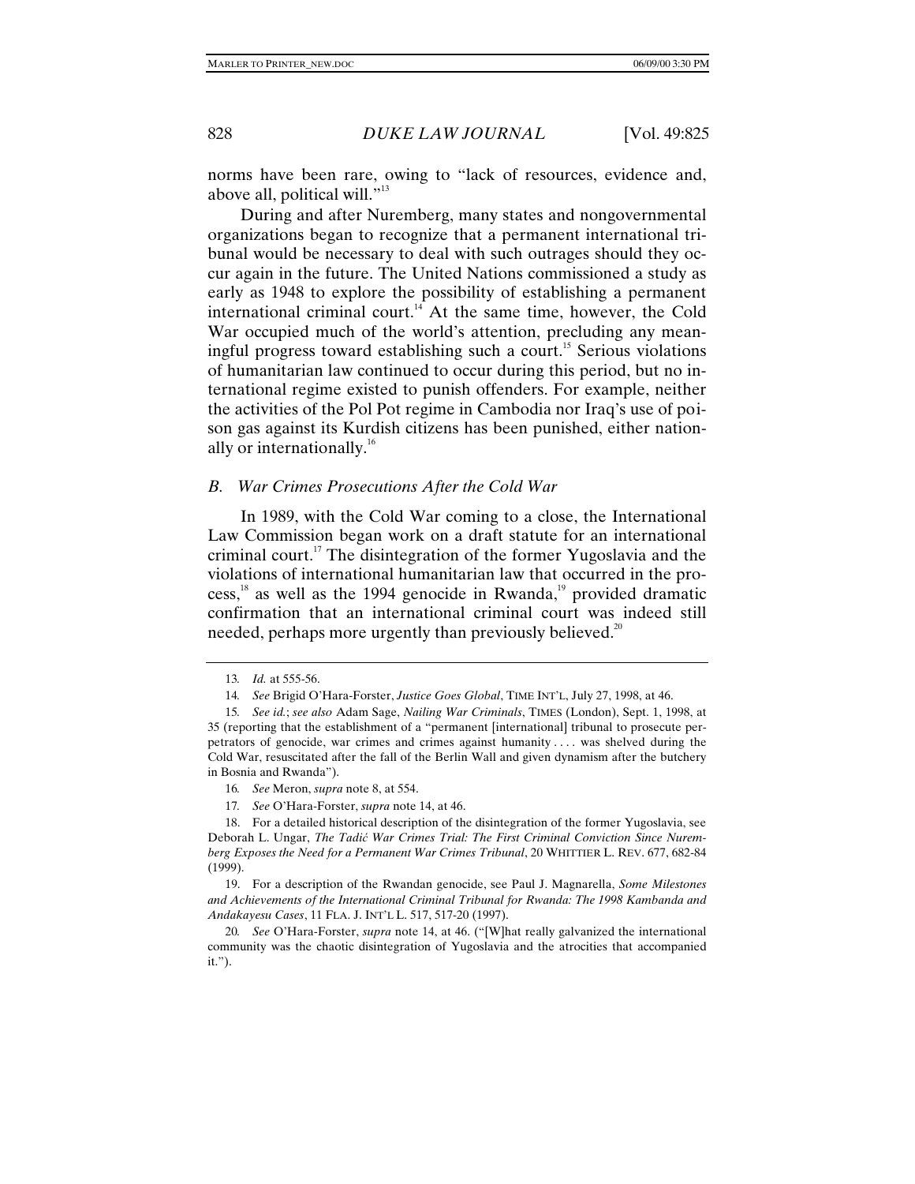norms have been rare, owing to "lack of resources, evidence and, above all, political will."[13]

During and after Nuremberg, many states and nongovernmental organizations began to recognize that a permanent international tribunal would be necessary to deal with such outrages should they occur again in the future. The United Nations commissioned a study as early as 1948 to explore the possibility of establishing a permanent international criminal court.[14] At the same time, however, the Cold War occupied much of the world's attention, precluding any meaningful progress toward establishing such a court.[15] Serious violations of humanitarian law continued to occur during this period, but no international regime existed to punish offenders. For example, neither the activities of the Pol Pot regime in Cambodia nor Iraq's use of poison gas against its Kurdish citizens has been punished, either nationally or internationally.[16]

### *B. War Crimes Prosecutions After the Cold War*

In 1989, with the Cold War coming to a close, the International Law Commission began work on a draft statute for an international criminal court.[17] The disintegration of the former Yugoslavia and the violations of international humanitarian law that occurred in the process,[18] as well as the 1994 genocide in Rwanda,[19] provided dramatic confirmation that an international criminal court was indeed still needed, perhaps more urgently than previously believed.[20]

---

13. *Id.* at 555-56.

14. *See* Brigid O'Hara-Forster, *Justice Goes Global*, TIME INT'L, July 27, 1998, at 46.

15. *See id.*; *see also* Adam Sage, *Nailing War Criminals*, TIMES (London), Sept. 1, 1998, at 35 (reporting that the establishment of a "permanent [international] tribunal to prosecute perpetrators of genocide, war crimes and crimes against humanity . . . . was shelved during the Cold War, resuscitated after the fall of the Berlin Wall and given dynamism after the butchery in Bosnia and Rwanda").

16. *See* Meron, *supra* note 8, at 554.

17. *See* O'Hara-Forster, *supra* note 14, at 46.

18. For a detailed historical description of the disintegration of the former Yugoslavia, see Deborah L. Ungar, *The Tadić War Crimes Trial: The First Criminal Conviction Since Nuremberg Exposes the Need for a Permanent War Crimes Tribunal*, 20 WHITTIER L. REV. 677, 682-84 (1999).

19. For a description of the Rwandan genocide, see Paul J. Magnarella, *Some Milestones and Achievements of the International Criminal Tribunal for Rwanda: The 1998 Kambanda and Andakayesu Cases*, 11 FLA. J. INT'L L. 517, 517-20 (1997).

20. *See* O'Hara-Forster, *supra* note 14, at 46. ("[W]hat really galvanized the international community was the chaotic disintegration of Yugoslavia and the atrocities that accompanied it.").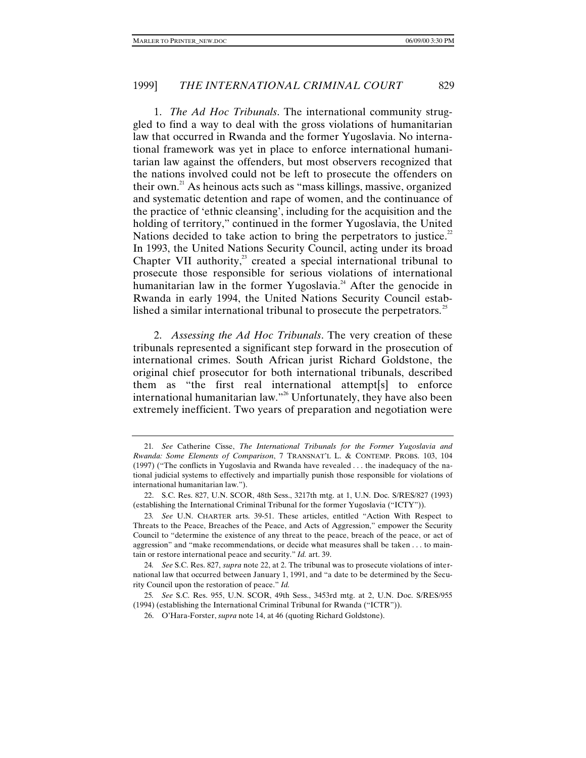1. *The Ad Hoc Tribunals*. The international community struggled to find a way to deal with the gross violations of humanitarian law that occurred in Rwanda and the former Yugoslavia. No international framework was yet in place to enforce international humanitarian law against the offenders, but most observers recognized that the nations involved could not be left to prosecute the offenders on their own.[21] As heinous acts such as "mass killings, massive, organized and systematic detention and rape of women, and the continuance of the practice of 'ethnic cleansing', including for the acquisition and the holding of territory," continued in the former Yugoslavia, the United Nations decided to take action to bring the perpetrators to justice.[22] In 1993, the United Nations Security Council, acting under its broad Chapter VII authority,[23] created a special international tribunal to prosecute those responsible for serious violations of international humanitarian law in the former Yugoslavia.[24] After the genocide in Rwanda in early 1994, the United Nations Security Council established a similar international tribunal to prosecute the perpetrators.[25]

2. *Assessing the Ad Hoc Tribunals*. The very creation of these tribunals represented a significant step forward in the prosecution of international crimes. South African jurist Richard Goldstone, the original chief prosecutor for both international tribunals, described them as "the first real international attempt[s] to enforce international humanitarian law."[26] Unfortunately, they have also been extremely inefficient. Two years of preparation and negotiation were

---

21. *See* Catherine Cisse, *The International Tribunals for the Former Yugoslavia and Rwanda: Some Elements of Comparison*, 7 TRANSNAT'L L. & CONTEMP. PROBS. 103, 104 (1997) ("The conflicts in Yugoslavia and Rwanda have revealed . . . the inadequacy of the national judicial systems to effectively and impartially punish those responsible for violations of international humanitarian law.").

22. S.C. Res. 827, U.N. SCOR, 48th Sess., 3217th mtg. at 1, U.N. Doc. S/RES/827 (1993) (establishing the International Criminal Tribunal for the former Yugoslavia ("ICTY")).

23. *See* U.N. CHARTER arts. 39-51. These articles, entitled "Action With Respect to Threats to the Peace, Breaches of the Peace, and Acts of Aggression," empower the Security Council to "determine the existence of any threat to the peace, breach of the peace, or act of aggression" and "make recommendations, or decide what measures shall be taken . . . to maintain or restore international peace and security." *Id.* art. 39.

24. *See* S.C. Res. 827, *supra* note 22, at 2. The tribunal was to prosecute violations of international law that occurred between January 1, 1991, and "a date to be determined by the Security Council upon the restoration of peace." *Id.*

25. *See* S.C. Res. 955, U.N. SCOR, 49th Sess., 3453rd mtg. at 2, U.N. Doc. S/RES/955 (1994) (establishing the International Criminal Tribunal for Rwanda ("ICTR")).

26. O'Hara-Forster, *supra* note 14, at 46 (quoting Richard Goldstone).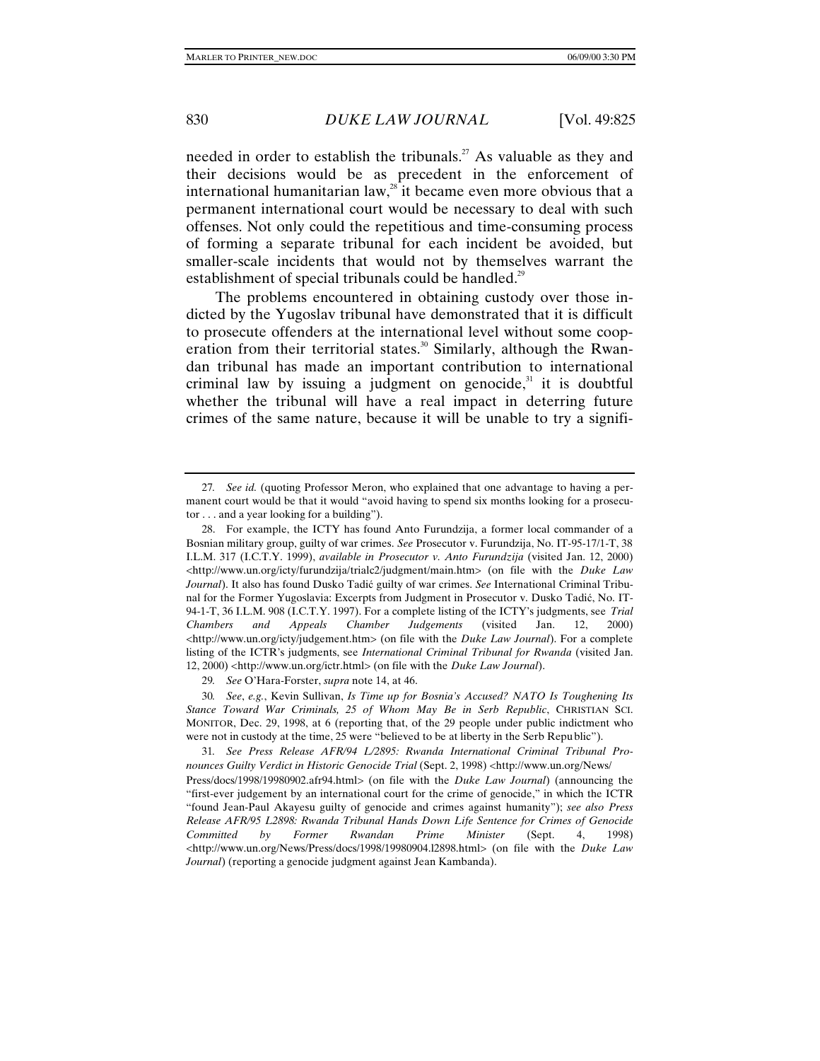needed in order to establish the tribunals.[27] As valuable as they and their decisions would be as precedent in the enforcement of international humanitarian law,[28] it became even more obvious that a permanent international court would be necessary to deal with such offenses. Not only could the repetitious and time-consuming process of forming a separate tribunal for each incident be avoided, but smaller-scale incidents that would not by themselves warrant the establishment of special tribunals could be handled.[29]

The problems encountered in obtaining custody over those indicted by the Yugoslav tribunal have demonstrated that it is difficult to prosecute offenders at the international level without some cooperation from their territorial states.[30] Similarly, although the Rwandan tribunal has made an important contribution to international criminal law by issuing a judgment on genocide,[31] it is doubtful whether the tribunal will have a real impact in deterring future crimes of the same nature, because it will be unable to try a signifi-

---

27. *See id.* (quoting Professor Meron, who explained that one advantage to having a permanent court would be that it would "avoid having to spend six months looking for a prosecutor . . . and a year looking for a building").

28. For example, the ICTY has found Anto Furundzija, a former local commander of a Bosnian military group, guilty of war crimes. *See* Prosecutor v. Furundzija, No. IT-95-17/1-T, 38 I.L.M. 317 (I.C.T.Y. 1999), *available in Prosecutor v. Anto Furundzija* (visited Jan. 12, 2000) <http://www.un.org/icty/furundzija/trialc2/judgment/main.htm> (on file with the *Duke Law Journal*). It also has found Dusko Tadić guilty of war crimes. *See* International Criminal Tribunal for the Former Yugoslavia: Excerpts from Judgment in Prosecutor v. Dusko Tadić, No. IT-94-1-T, 36 I.L.M. 908 (I.C.T.Y. 1997). For a complete listing of the ICTY's judgments, see *Trial Chambers and Appeals Chamber Judgements* (visited Jan. 12, 2000) <http://www.un.org/icty/judgement.htm> (on file with the *Duke Law Journal*). For a complete listing of the ICTR's judgments, see *International Criminal Tribunal for Rwanda* (visited Jan. 12, 2000) <http://www.un.org/ictr.html> (on file with the *Duke Law Journal*).

29. *See* O'Hara-Forster, *supra* note 14, at 46.

30. *See*, *e.g.*, Kevin Sullivan, *Is Time up for Bosnia's Accused? NATO Is Toughening Its Stance Toward War Criminals, 25 of Whom May Be in Serb Republic*, CHRISTIAN SCI. MONITOR, Dec. 29, 1998, at 6 (reporting that, of the 29 people under public indictment who were not in custody at the time, 25 were "believed to be at liberty in the Serb Republic").

31. *See Press Release AFR/94 L/2895: Rwanda International Criminal Tribunal Pronounces Guilty Verdict in Historic Genocide Trial* (Sept. 2, 1998) <http://www.un.org/News/Press/docs/1998/19980902.afr94.html> (on file with the *Duke Law Journal*) (announcing the "first-ever judgement by an international court for the crime of genocide," in which the ICTR "found Jean-Paul Akayesu guilty of genocide and crimes against humanity"); *see also Press Release AFR/95 L2898: Rwanda Tribunal Hands Down Life Sentence for Crimes of Genocide Committed by Former Rwandan Prime Minister* (Sept. 4, 1998) <http://www.un.org/News/Press/docs/1998/19980904.l2898.html> (on file with the *Duke Law Journal*) (reporting a genocide judgment against Jean Kambanda).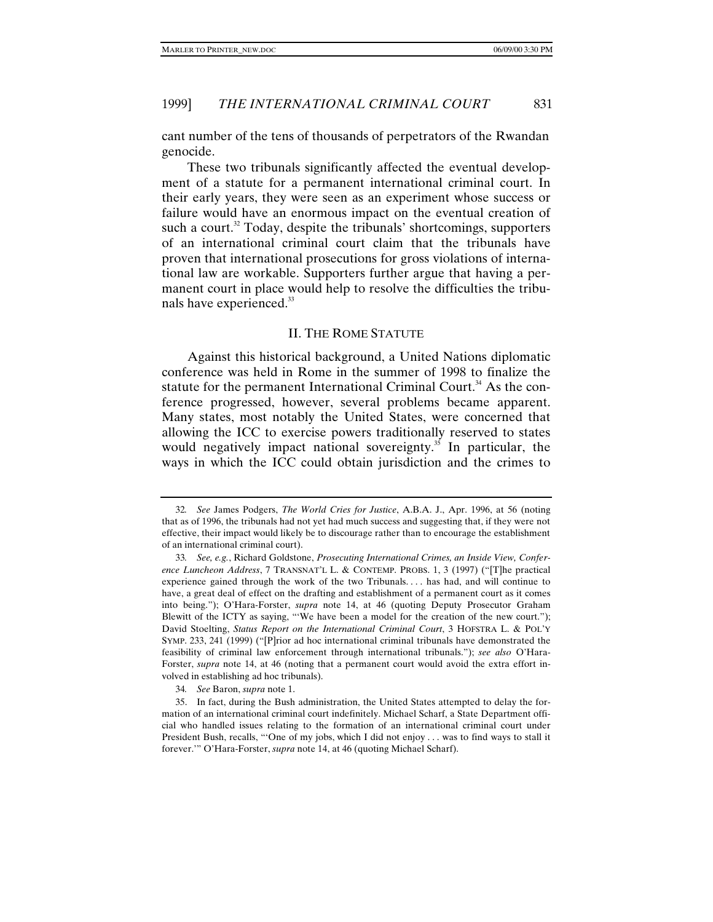cant number of the tens of thousands of perpetrators of the Rwandan genocide.

These two tribunals significantly affected the eventual development of a statute for a permanent international criminal court. In their early years, they were seen as an experiment whose success or failure would have an enormous impact on the eventual creation of such a court.[32] Today, despite the tribunals' shortcomings, supporters of an international criminal court claim that the tribunals have proven that international prosecutions for gross violations of international law are workable. Supporters further argue that having a permanent court in place would help to resolve the difficulties the tribunals have experienced.[33]

## II. THE ROME STATUTE

Against this historical background, a United Nations diplomatic conference was held in Rome in the summer of 1998 to finalize the statute for the permanent International Criminal Court.[34] As the conference progressed, however, several problems became apparent. Many states, most notably the United States, were concerned that allowing the ICC to exercise powers traditionally reserved to states would negatively impact national sovereignty.[35] In particular, the ways in which the ICC could obtain jurisdiction and the crimes to

---

32. *See* James Podgers, *The World Cries for Justice*, A.B.A. J., Apr. 1996, at 56 (noting that as of 1996, the tribunals had not yet had much success and suggesting that, if they were not effective, their impact would likely be to discourage rather than to encourage the establishment of an international criminal court).

33. *See, e.g.*, Richard Goldstone, *Prosecuting International Crimes, an Inside View, Conference Luncheon Address*, 7 TRANSNAT'L L. & CONTEMP. PROBS. 1, 3 (1997) ("[T]he practical experience gained through the work of the two Tribunals. . . . has had, and will continue to have, a great deal of effect on the drafting and establishment of a permanent court as it comes into being."); O'Hara-Forster, *supra* note 14, at 46 (quoting Deputy Prosecutor Graham Blewitt of the ICTY as saying, "'We have been a model for the creation of the new court."); David Stoelting, *Status Report on the International Criminal Court*, 3 HOFSTRA L. & POL'Y SYMP. 233, 241 (1999) ("[P]rior ad hoc international criminal tribunals have demonstrated the feasibility of criminal law enforcement through international tribunals."); *see also* O'Hara-Forster, *supra* note 14, at 46 (noting that a permanent court would avoid the extra effort involved in establishing ad hoc tribunals).

34. *See* Baron, *supra* note 1.

35. In fact, during the Bush administration, the United States attempted to delay the formation of an international criminal court indefinitely. Michael Scharf, a State Department official who handled issues relating to the formation of an international criminal court under President Bush, recalls, "'One of my jobs, which I did not enjoy . . . was to find ways to stall it forever.'" O'Hara-Forster, *supra* note 14, at 46 (quoting Michael Scharf).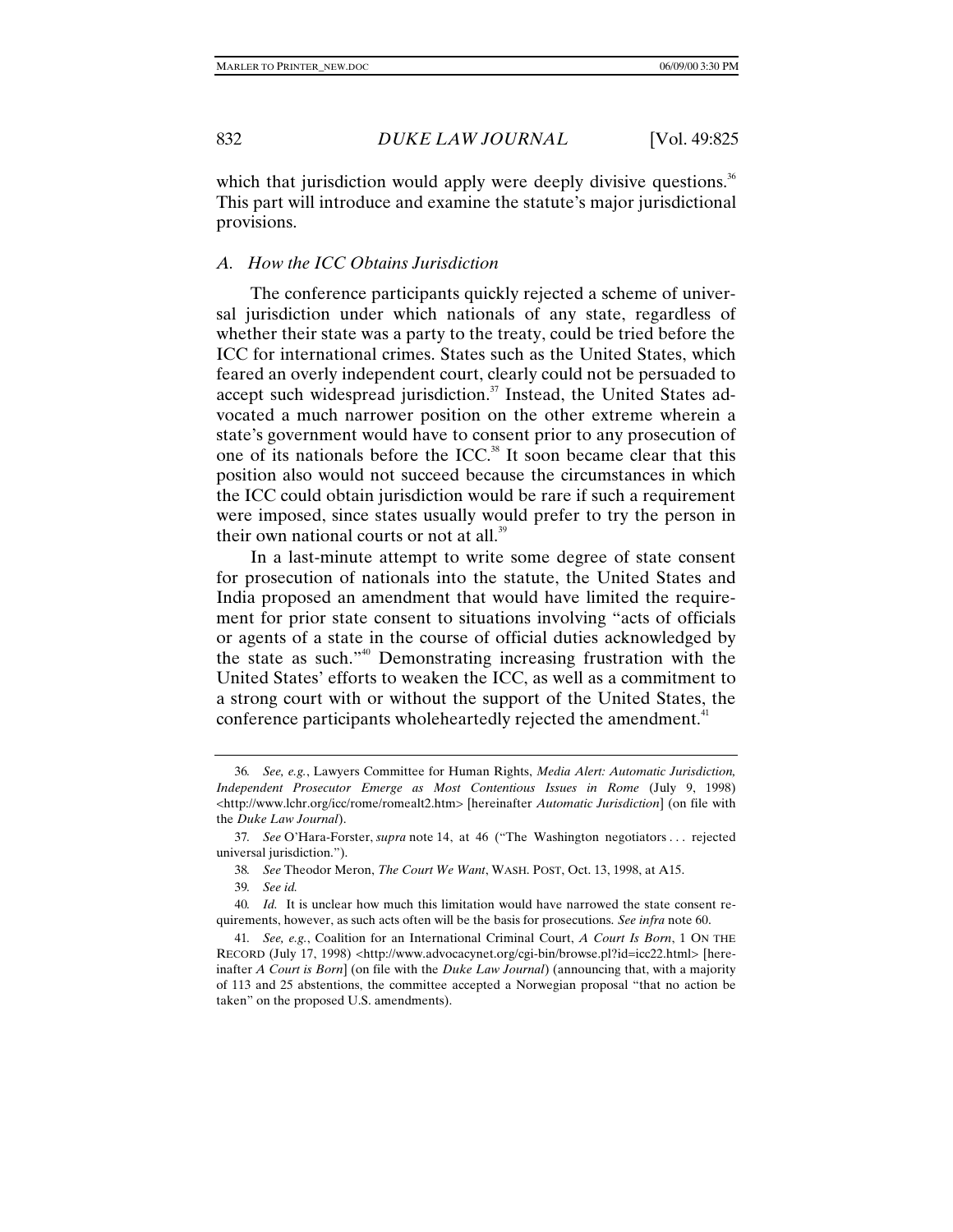which that jurisdiction would apply were deeply divisive questions.[36] This part will introduce and examine the statute's major jurisdictional provisions.

### *A. How the ICC Obtains Jurisdiction*

The conference participants quickly rejected a scheme of universal jurisdiction under which nationals of any state, regardless of whether their state was a party to the treaty, could be tried before the ICC for international crimes. States such as the United States, which feared an overly independent court, clearly could not be persuaded to accept such widespread jurisdiction.[37] Instead, the United States advocated a much narrower position on the other extreme wherein a state's government would have to consent prior to any prosecution of one of its nationals before the ICC.[38] It soon became clear that this position also would not succeed because the circumstances in which the ICC could obtain jurisdiction would be rare if such a requirement were imposed, since states usually would prefer to try the person in their own national courts or not at all.[39]

In a last-minute attempt to write some degree of state consent for prosecution of nationals into the statute, the United States and India proposed an amendment that would have limited the requirement for prior state consent to situations involving "acts of officials or agents of a state in the course of official duties acknowledged by the state as such."[40] Demonstrating increasing frustration with the United States' efforts to weaken the ICC, as well as a commitment to a strong court with or without the support of the United States, the conference participants wholeheartedly rejected the amendment.[41]

---

36. *See, e.g.*, Lawyers Committee for Human Rights, *Media Alert: Automatic Jurisdiction, Independent Prosecutor Emerge as Most Contentious Issues in Rome* (July 9, 1998) <http://www.lchr.org/icc/rome/romealt2.htm> [hereinafter *Automatic Jurisdiction*] (on file with the *Duke Law Journal*).

37. *See* O'Hara-Forster, *supra* note 14, at 46 ("The Washington negotiators . . . rejected universal jurisdiction.").

38. *See* Theodor Meron, *The Court We Want*, WASH. POST, Oct. 13, 1998, at A15.

39. *See id.*

40. *Id.* It is unclear how much this limitation would have narrowed the state consent requirements, however, as such acts often will be the basis for prosecutions. *See infra* note 60.

41. *See, e.g.*, Coalition for an International Criminal Court, *A Court Is Born*, 1 ON THE RECORD (July 17, 1998) <http://www.advocacynet.org/cgi-bin/browse.pl?id=icc22.html> [hereinafter *A Court is Born*] (on file with the *Duke Law Journal*) (announcing that, with a majority of 113 and 25 abstentions, the committee accepted a Norwegian proposal "that no action be taken" on the proposed U.S. amendments).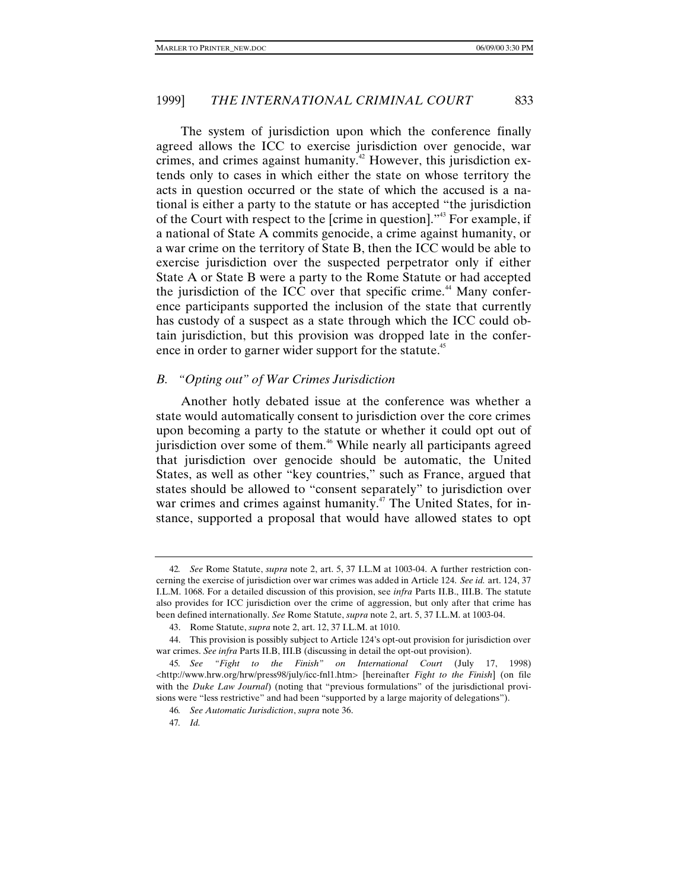The system of jurisdiction upon which the conference finally agreed allows the ICC to exercise jurisdiction over genocide, war crimes, and crimes against humanity.[42] However, this jurisdiction extends only to cases in which either the state on whose territory the acts in question occurred or the state of which the accused is a national is either a party to the statute or has accepted "the jurisdiction of the Court with respect to the [crime in question]."[43] For example, if a national of State A commits genocide, a crime against humanity, or a war crime on the territory of State B, then the ICC would be able to exercise jurisdiction over the suspected perpetrator only if either State A or State B were a party to the Rome Statute or had accepted the jurisdiction of the ICC over that specific crime.[44] Many conference participants supported the inclusion of the state that currently has custody of a suspect as a state through which the ICC could obtain jurisdiction, but this provision was dropped late in the conference in order to garner wider support for the statute.[45]

### *B. "Opting out" of War Crimes Jurisdiction*

Another hotly debated issue at the conference was whether a state would automatically consent to jurisdiction over the core crimes upon becoming a party to the statute or whether it could opt out of jurisdiction over some of them.[46] While nearly all participants agreed that jurisdiction over genocide should be automatic, the United States, as well as other "key countries," such as France, argued that states should be allowed to "consent separately" to jurisdiction over war crimes and crimes against humanity.[47] The United States, for instance, supported a proposal that would have allowed states to opt

---

42. *See* Rome Statute, *supra* note 2, art. 5, 37 I.L.M at 1003-04. A further restriction concerning the exercise of jurisdiction over war crimes was added in Article 124. *See id.* art. 124, 37 I.L.M. 1068. For a detailed discussion of this provision, see *infra* Parts II.B., III.B. The statute also provides for ICC jurisdiction over the crime of aggression, but only after that crime has been defined internationally. *See* Rome Statute, *supra* note 2, art. 5, 37 I.L.M. at 1003-04.

43. Rome Statute, *supra* note 2, art. 12, 37 I.L.M. at 1010.

44. This provision is possibly subject to Article 124's opt-out provision for jurisdiction over war crimes. *See infra* Parts II.B, III.B (discussing in detail the opt-out provision).

45. *See "Fight to the Finish" on International Court* (July 17, 1998) <http://www.hrw.org/hrw/press98/july/icc-fnl1.htm> [hereinafter *Fight to the Finish*] (on file with the *Duke Law Journal*) (noting that "previous formulations" of the jurisdictional provisions were "less restrictive" and had been "supported by a large majority of delegations").

46. *See Automatic Jurisdiction*, *supra* note 36.

47. *Id.*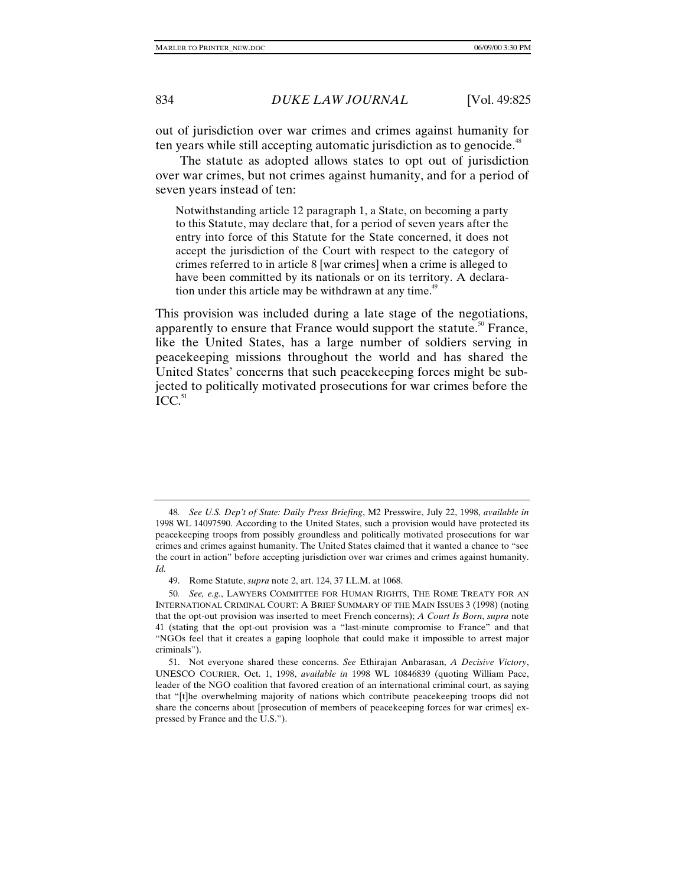out of jurisdiction over war crimes and crimes against humanity for ten years while still accepting automatic jurisdiction as to genocide.[48]

The statute as adopted allows states to opt out of jurisdiction over war crimes, but not crimes against humanity, and for a period of seven years instead of ten:

> Notwithstanding article 12 paragraph 1, a State, on becoming a party to this Statute, may declare that, for a period of seven years after the entry into force of this Statute for the State concerned, it does not accept the jurisdiction of the Court with respect to the category of crimes referred to in article 8 [war crimes] when a crime is alleged to have been committed by its nationals or on its territory. A declaration under this article may be withdrawn at any time.[49]

This provision was included during a late stage of the negotiations, apparently to ensure that France would support the statute.[50] France, like the United States, has a large number of soldiers serving in peacekeeping missions throughout the world and has shared the United States' concerns that such peacekeeping forces might be subjected to politically motivated prosecutions for war crimes before the ICC.[51]

---

48. *See U.S. Dep't of State: Daily Press Briefing*, M2 Presswire, July 22, 1998, *available in* 1998 WL 14097590. According to the United States, such a provision would have protected its peacekeeping troops from possibly groundless and politically motivated prosecutions for war crimes and crimes against humanity. The United States claimed that it wanted a chance to "see the court in action" before accepting jurisdiction over war crimes and crimes against humanity. *Id.*

49. Rome Statute, *supra* note 2, art. 124, 37 I.L.M. at 1068.

50. *See, e.g.*, LAWYERS COMMITTEE FOR HUMAN RIGHTS, THE ROME TREATY FOR AN INTERNATIONAL CRIMINAL COURT: A BRIEF SUMMARY OF THE MAIN ISSUES 3 (1998) (noting that the opt-out provision was inserted to meet French concerns); *A Court Is Born*, *supra* note 41 (stating that the opt-out provision was a "last-minute compromise to France" and that "NGOs feel that it creates a gaping loophole that could make it impossible to arrest major criminals").

51. Not everyone shared these concerns. *See* Ethirajan Anbarasan, *A Decisive Victory*, UNESCO COURIER, Oct. 1, 1998, *available in* 1998 WL 10846839 (quoting William Pace, leader of the NGO coalition that favored creation of an international criminal court, as saying that "[t]he overwhelming majority of nations which contribute peacekeeping troops did not share the concerns about [prosecution of members of peacekeeping forces for war crimes] expressed by France and the U.S.").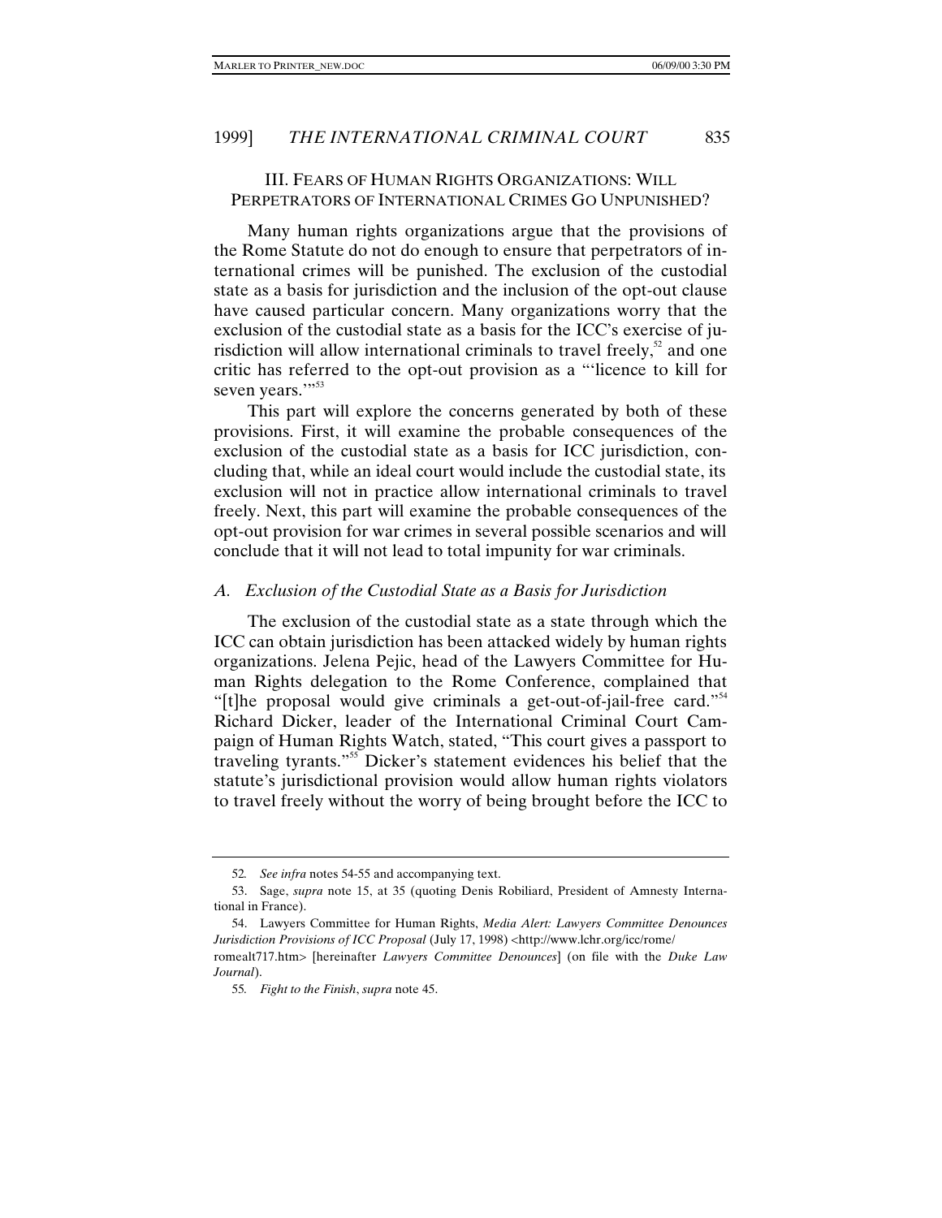## III. Fears of Human Rights Organizations: Will Perpetrators of International Crimes Go Unpunished?

Many human rights organizations argue that the provisions of the Rome Statute do not do enough to ensure that perpetrators of international crimes will be punished. The exclusion of the custodial state as a basis for jurisdiction and the inclusion of the opt-out clause have caused particular concern. Many organizations worry that the exclusion of the custodial state as a basis for the ICC's exercise of jurisdiction will allow international criminals to travel freely,[52] and one critic has referred to the opt-out provision as a "'licence to kill for seven years.'"[53]

This part will explore the concerns generated by both of these provisions. First, it will examine the probable consequences of the exclusion of the custodial state as a basis for ICC jurisdiction, concluding that, while an ideal court would include the custodial state, its exclusion will not in practice allow international criminals to travel freely. Next, this part will examine the probable consequences of the opt-out provision for war crimes in several possible scenarios and will conclude that it will not lead to total impunity for war criminals.

### *A. Exclusion of the Custodial State as a Basis for Jurisdiction*

The exclusion of the custodial state as a state through which the ICC can obtain jurisdiction has been attacked widely by human rights organizations. Jelena Pejic, head of the Lawyers Committee for Human Rights delegation to the Rome Conference, complained that "[t]he proposal would give criminals a get-out-of-jail-free card."[54] Richard Dicker, leader of the International Criminal Court Campaign of Human Rights Watch, stated, "This court gives a passport to traveling tyrants."[55] Dicker's statement evidences his belief that the statute's jurisdictional provision would allow human rights violators to travel freely without the worry of being brought before the ICC to

---

52. *See infra* notes 54-55 and accompanying text.

53. Sage, *supra* note 15, at 35 (quoting Denis Robiliard, President of Amnesty International in France).

54. Lawyers Committee for Human Rights, *Media Alert: Lawyers Committee Denounces Jurisdiction Provisions of ICC Proposal* (July 17, 1998) <http://www.lchr.org/icc/rome/romealt717.htm> [hereinafter *Lawyers Committee Denounces*] (on file with the *Duke Law Journal*).

55. *Fight to the Finish*, *supra* note 45.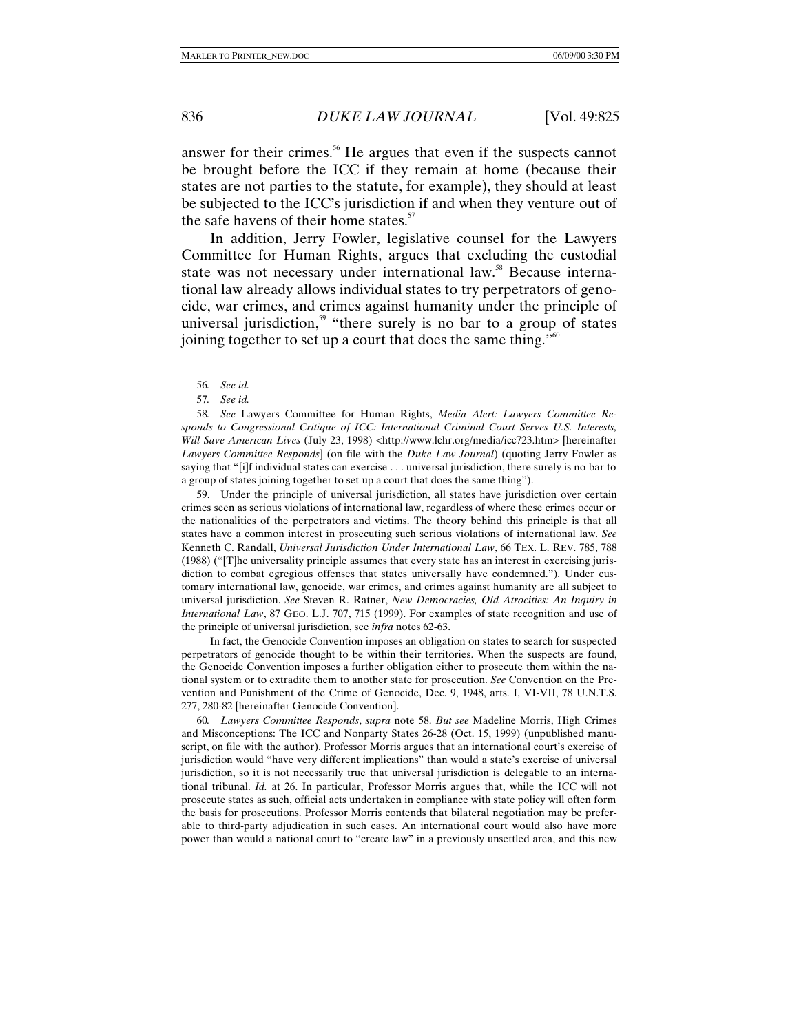answer for their crimes.[56] He argues that even if the suspects cannot be brought before the ICC if they remain at home (because their states are not parties to the statute, for example), they should at least be subjected to the ICC's jurisdiction if and when they venture out of the safe havens of their home states.[57]

In addition, Jerry Fowler, legislative counsel for the Lawyers Committee for Human Rights, argues that excluding the custodial state was not necessary under international law.[58] Because international law already allows individual states to try perpetrators of genocide, war crimes, and crimes against humanity under the principle of universal jurisdiction,[59] "there surely is no bar to a group of states joining together to set up a court that does the same thing."[60]

---

56. *See id.*

57. *See id.*

58. *See* Lawyers Committee for Human Rights, *Media Alert: Lawyers Committee Responds to Congressional Critique of ICC: International Criminal Court Serves U.S. Interests, Will Save American Lives* (July 23, 1998) <http://www.lchr.org/media/icc723.htm> [hereinafter *Lawyers Committee Responds*] (on file with the *Duke Law Journal*) (quoting Jerry Fowler as saying that "[i]f individual states can exercise . . . universal jurisdiction, there surely is no bar to a group of states joining together to set up a court that does the same thing").

59. Under the principle of universal jurisdiction, all states have jurisdiction over certain crimes seen as serious violations of international law, regardless of where these crimes occur or the nationalities of the perpetrators and victims. The theory behind this principle is that all states have a common interest in prosecuting such serious violations of international law. *See* Kenneth C. Randall, *Universal Jurisdiction Under International Law*, 66 TEX. L. REV. 785, 788 (1988) ("[T]he universality principle assumes that every state has an interest in exercising jurisdiction to combat egregious offenses that states universally have condemned."). Under customary international law, genocide, war crimes, and crimes against humanity are all subject to universal jurisdiction. *See* Steven R. Ratner, *New Democracies, Old Atrocities: An Inquiry in International Law*, 87 GEO. L.J. 707, 715 (1999). For examples of state recognition and use of the principle of universal jurisdiction, see *infra* notes 62-63.

In fact, the Genocide Convention imposes an obligation on states to search for suspected perpetrators of genocide thought to be within their territories. When the suspects are found, the Genocide Convention imposes a further obligation either to prosecute them within the national system or to extradite them to another state for prosecution. *See* Convention on the Prevention and Punishment of the Crime of Genocide, Dec. 9, 1948, arts. I, VI-VII, 78 U.N.T.S. 277, 280-82 [hereinafter Genocide Convention].

60. *Lawyers Committee Responds*, *supra* note 58. *But see* Madeline Morris, High Crimes and Misconceptions: The ICC and Nonparty States 26-28 (Oct. 15, 1999) (unpublished manuscript, on file with the author). Professor Morris argues that an international court's exercise of jurisdiction would "have very different implications" than would a state's exercise of universal jurisdiction, so it is not necessarily true that universal jurisdiction is delegable to an international tribunal. *Id.* at 26. In particular, Professor Morris argues that, while the ICC will not prosecute states as such, official acts undertaken in compliance with state policy will often form the basis for prosecutions. Professor Morris contends that bilateral negotiation may be preferable to third-party adjudication in such cases. An international court would also have more power than would a national court to "create law" in a previously unsettled area, and this new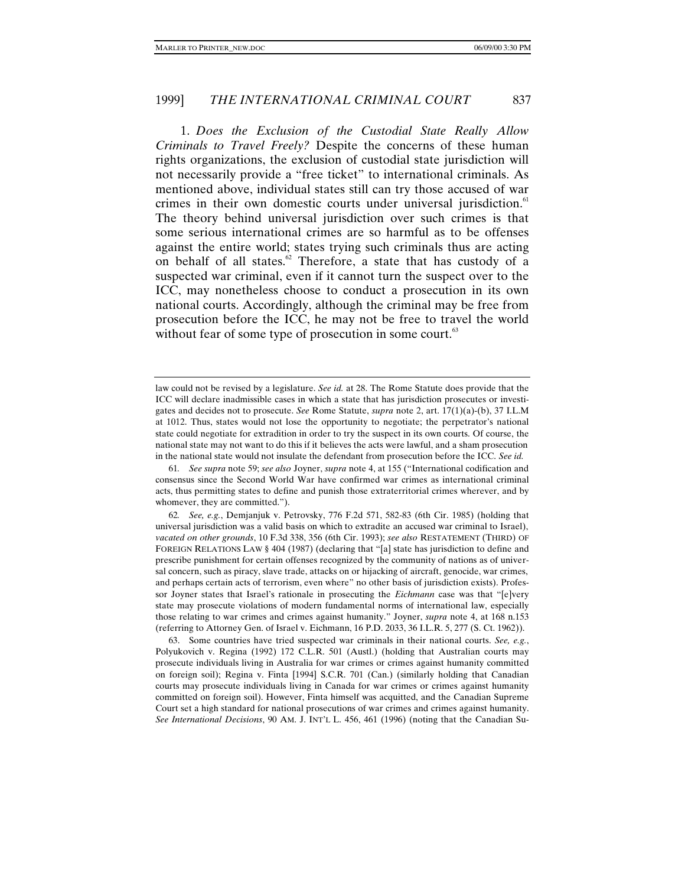1. *Does the Exclusion of the Custodial State Really Allow Criminals to Travel Freely?* Despite the concerns of these human rights organizations, the exclusion of custodial state jurisdiction will not necessarily provide a "free ticket" to international criminals. As mentioned above, individual states still can try those accused of war crimes in their own domestic courts under universal jurisdiction.[61] The theory behind universal jurisdiction over such crimes is that some serious international crimes are so harmful as to be offenses against the entire world; states trying such criminals thus are acting on behalf of all states.[62] Therefore, a state that has custody of a suspected war criminal, even if it cannot turn the suspect over to the ICC, may nonetheless choose to conduct a prosecution in its own national courts. Accordingly, although the criminal may be free from prosecution before the ICC, he may not be free to travel the world without fear of some type of prosecution in some court.[63]

---

law could not be revised by a legislature. *See id.* at 28. The Rome Statute does provide that the ICC will declare inadmissible cases in which a state that has jurisdiction prosecutes or investigates and decides not to prosecute. *See* Rome Statute, *supra* note 2, art. 17(1)(a)-(b), 37 I.L.M at 1012. Thus, states would not lose the opportunity to negotiate; the perpetrator's national state could negotiate for extradition in order to try the suspect in its own courts. Of course, the national state may not want to do this if it believes the acts were lawful, and a sham prosecution in the national state would not insulate the defendant from prosecution before the ICC. *See id.*

61. *See supra* note 59; *see also* Joyner, *supra* note 4, at 155 ("International codification and consensus since the Second World War have confirmed war crimes as international criminal acts, thus permitting states to define and punish those extraterritorial crimes wherever, and by whomever, they are committed.").

62. *See, e.g.*, Demjanjuk v. Petrovsky, 776 F.2d 571, 582-83 (6th Cir. 1985) (holding that universal jurisdiction was a valid basis on which to extradite an accused war criminal to Israel), *vacated on other grounds*, 10 F.3d 338, 356 (6th Cir. 1993); *see also* RESTATEMENT (THIRD) OF FOREIGN RELATIONS LAW § 404 (1987) (declaring that "[a] state has jurisdiction to define and prescribe punishment for certain offenses recognized by the community of nations as of universal concern, such as piracy, slave trade, attacks on or hijacking of aircraft, genocide, war crimes, and perhaps certain acts of terrorism, even where" no other basis of jurisdiction exists). Professor Joyner states that Israel's rationale in prosecuting the *Eichmann* case was that "[e]very state may prosecute violations of modern fundamental norms of international law, especially those relating to war crimes and crimes against humanity." Joyner, *supra* note 4, at 168 n.153 (referring to Attorney Gen. of Israel v. Eichmann, 16 P.D. 2033, 36 I.L.R. 5, 277 (S. Ct. 1962)).

63. Some countries have tried suspected war criminals in their national courts. *See, e.g.*, Polyukovich v. Regina (1992) 172 C.L.R. 501 (Austl.) (holding that Australian courts may prosecute individuals living in Australia for war crimes or crimes against humanity committed on foreign soil); Regina v. Finta [1994] S.C.R. 701 (Can.) (similarly holding that Canadian courts may prosecute individuals living in Canada for war crimes or crimes against humanity committed on foreign soil). However, Finta himself was acquitted, and the Canadian Supreme Court set a high standard for national prosecutions of war crimes and crimes against humanity. *See International Decisions*, 90 AM. J. INT'L L. 456, 461 (1996) (noting that the Canadian Su-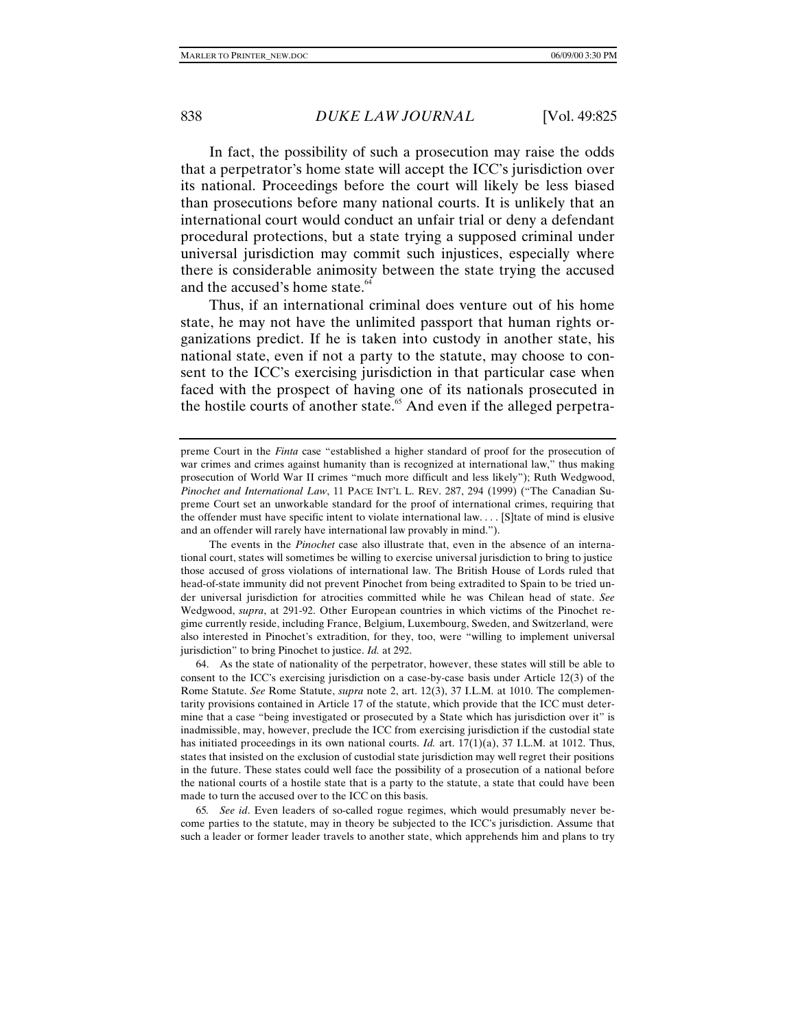In fact, the possibility of such a prosecution may raise the odds that a perpetrator's home state will accept the ICC's jurisdiction over its national. Proceedings before the court will likely be less biased than prosecutions before many national courts. It is unlikely that an international court would conduct an unfair trial or deny a defendant procedural protections, but a state trying a supposed criminal under universal jurisdiction may commit such injustices, especially where there is considerable animosity between the state trying the accused and the accused's home state.[64]

Thus, if an international criminal does venture out of his home state, he may not have the unlimited passport that human rights organizations predict. If he is taken into custody in another state, his national state, even if not a party to the statute, may choose to consent to the ICC's exercising jurisdiction in that particular case when faced with the prospect of having one of its nationals prosecuted in the hostile courts of another state.[65] And even if the alleged perpetra-

---

preme Court in the *Finta* case "established a higher standard of proof for the prosecution of war crimes and crimes against humanity than is recognized at international law," thus making prosecution of World War II crimes "much more difficult and less likely"); Ruth Wedgwood, *Pinochet and International Law*, 11 PACE INT'L L. REV. 287, 294 (1999) ("The Canadian Supreme Court set an unworkable standard for the proof of international crimes, requiring that the offender must have specific intent to violate international law. . . . [S]tate of mind is elusive and an offender will rarely have international law provably in mind.").

The events in the *Pinochet* case also illustrate that, even in the absence of an international court, states will sometimes be willing to exercise universal jurisdiction to bring to justice those accused of gross violations of international law. The British House of Lords ruled that head-of-state immunity did not prevent Pinochet from being extradited to Spain to be tried under universal jurisdiction for atrocities committed while he was Chilean head of state. *See* Wedgwood, *supra*, at 291-92. Other European countries in which victims of the Pinochet regime currently reside, including France, Belgium, Luxembourg, Sweden, and Switzerland, were also interested in Pinochet's extradition, for they, too, were "willing to implement universal jurisdiction" to bring Pinochet to justice. *Id.* at 292.

64. As the state of nationality of the perpetrator, however, these states will still be able to consent to the ICC's exercising jurisdiction on a case-by-case basis under Article 12(3) of the Rome Statute. *See* Rome Statute, *supra* note 2, art. 12(3), 37 I.L.M. at 1010. The complementarity provisions contained in Article 17 of the statute, which provide that the ICC must determine that a case "being investigated or prosecuted by a State which has jurisdiction over it" is inadmissible, may, however, preclude the ICC from exercising jurisdiction if the custodial state has initiated proceedings in its own national courts. *Id.* art. 17(1)(a), 37 I.L.M. at 1012. Thus, states that insisted on the exclusion of custodial state jurisdiction may well regret their positions in the future. These states could well face the possibility of a prosecution of a national before the national courts of a hostile state that is a party to the statute, a state that could have been made to turn the accused over to the ICC on this basis.

65. *See id*. Even leaders of so-called rogue regimes, which would presumably never become parties to the statute, may in theory be subjected to the ICC's jurisdiction. Assume that such a leader or former leader travels to another state, which apprehends him and plans to try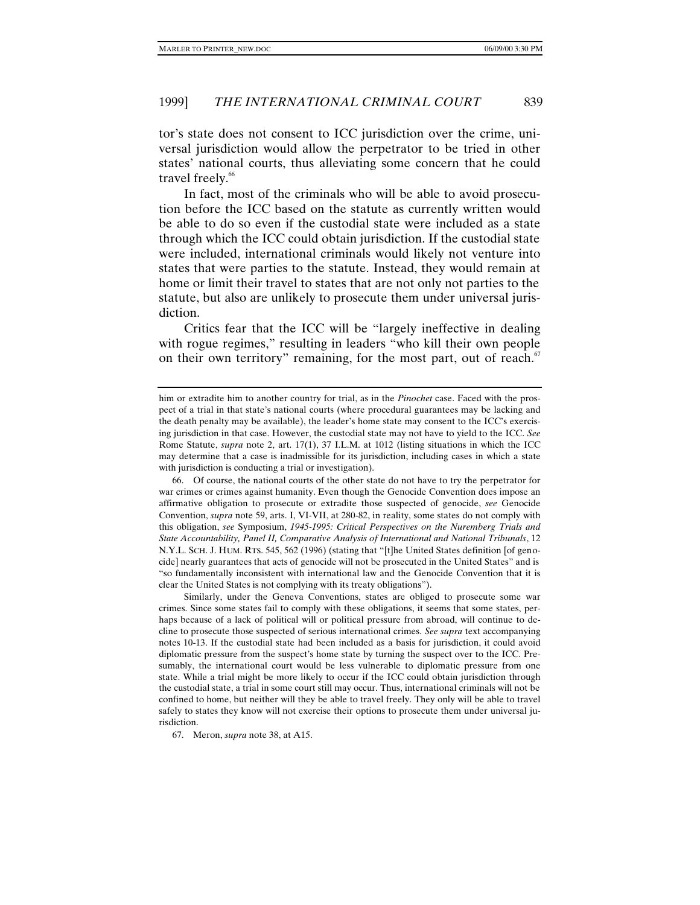tor's state does not consent to ICC jurisdiction over the crime, universal jurisdiction would allow the perpetrator to be tried in other states' national courts, thus alleviating some concern that he could travel freely.[66]

In fact, most of the criminals who will be able to avoid prosecution before the ICC based on the statute as currently written would be able to do so even if the custodial state were included as a state through which the ICC could obtain jurisdiction. If the custodial state were included, international criminals would likely not venture into states that were parties to the statute. Instead, they would remain at home or limit their travel to states that are not only not parties to the statute, but also are unlikely to prosecute them under universal jurisdiction.

Critics fear that the ICC will be "largely ineffective in dealing with rogue regimes," resulting in leaders "who kill their own people on their own territory" remaining, for the most part, out of reach.[67]

---

him or extradite him to another country for trial, as in the *Pinochet* case. Faced with the prospect of a trial in that state's national courts (where procedural guarantees may be lacking and the death penalty may be available), the leader's home state may consent to the ICC's exercising jurisdiction in that case. However, the custodial state may not have to yield to the ICC. *See* Rome Statute, *supra* note 2, art. 17(1), 37 I.L.M. at 1012 (listing situations in which the ICC may determine that a case is inadmissible for its jurisdiction, including cases in which a state with jurisdiction is conducting a trial or investigation).

66. Of course, the national courts of the other state do not have to try the perpetrator for war crimes or crimes against humanity. Even though the Genocide Convention does impose an affirmative obligation to prosecute or extradite those suspected of genocide, *see* Genocide Convention, *supra* note 59, arts. I, VI-VII, at 280-82, in reality, some states do not comply with this obligation, *see* Symposium, *1945-1995: Critical Perspectives on the Nuremberg Trials and State Accountability, Panel II, Comparative Analysis of International and National Tribunals*, 12 N.Y.L. SCH. J. HUM. RTS. 545, 562 (1996) (stating that "[t]he United States definition [of genocide] nearly guarantees that acts of genocide will not be prosecuted in the United States" and is "so fundamentally inconsistent with international law and the Genocide Convention that it is clear the United States is not complying with its treaty obligations").

Similarly, under the Geneva Conventions, states are obliged to prosecute some war crimes. Since some states fail to comply with these obligations, it seems that some states, perhaps because of a lack of political will or political pressure from abroad, will continue to decline to prosecute those suspected of serious international crimes. *See supra* text accompanying notes 10-13. If the custodial state had been included as a basis for jurisdiction, it could avoid diplomatic pressure from the suspect's home state by turning the suspect over to the ICC. Presumably, the international court would be less vulnerable to diplomatic pressure from one state. While a trial might be more likely to occur if the ICC could obtain jurisdiction through the custodial state, a trial in some court still may occur. Thus, international criminals will not be confined to home, but neither will they be able to travel freely. They only will be able to travel safely to states they know will not exercise their options to prosecute them under universal jurisdiction.

67. Meron, *supra* note 38, at A15.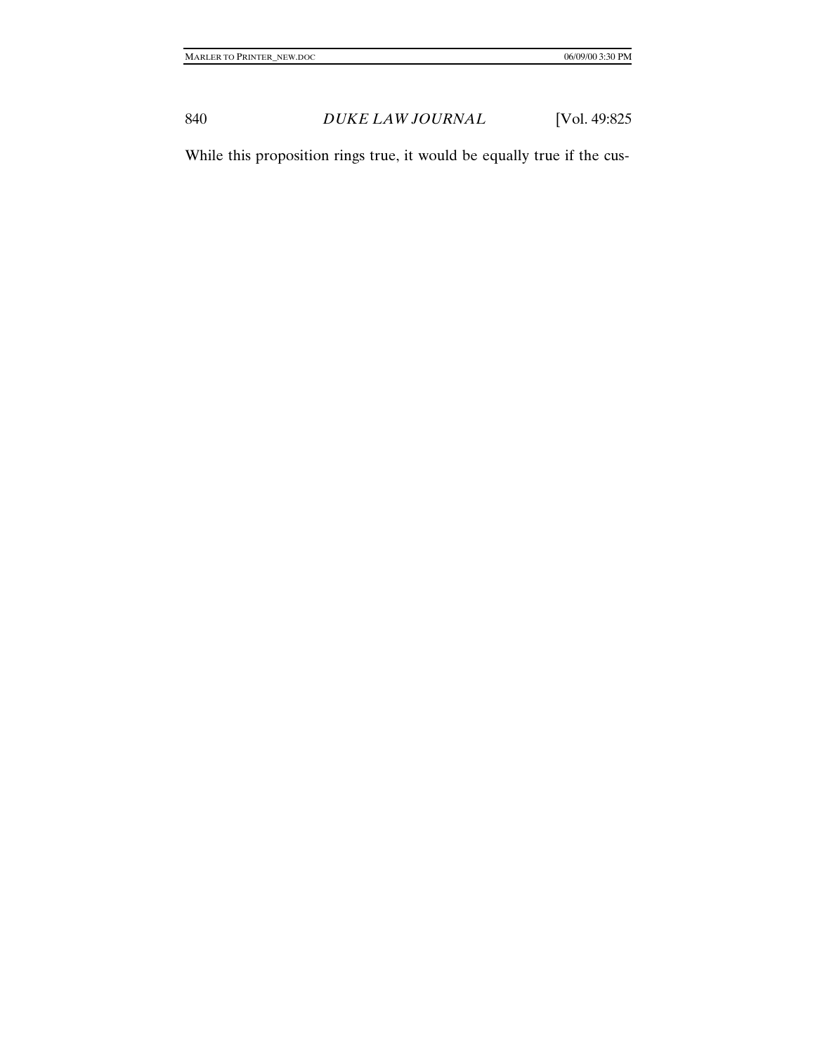While this proposition rings true, it would be equally true if the cus-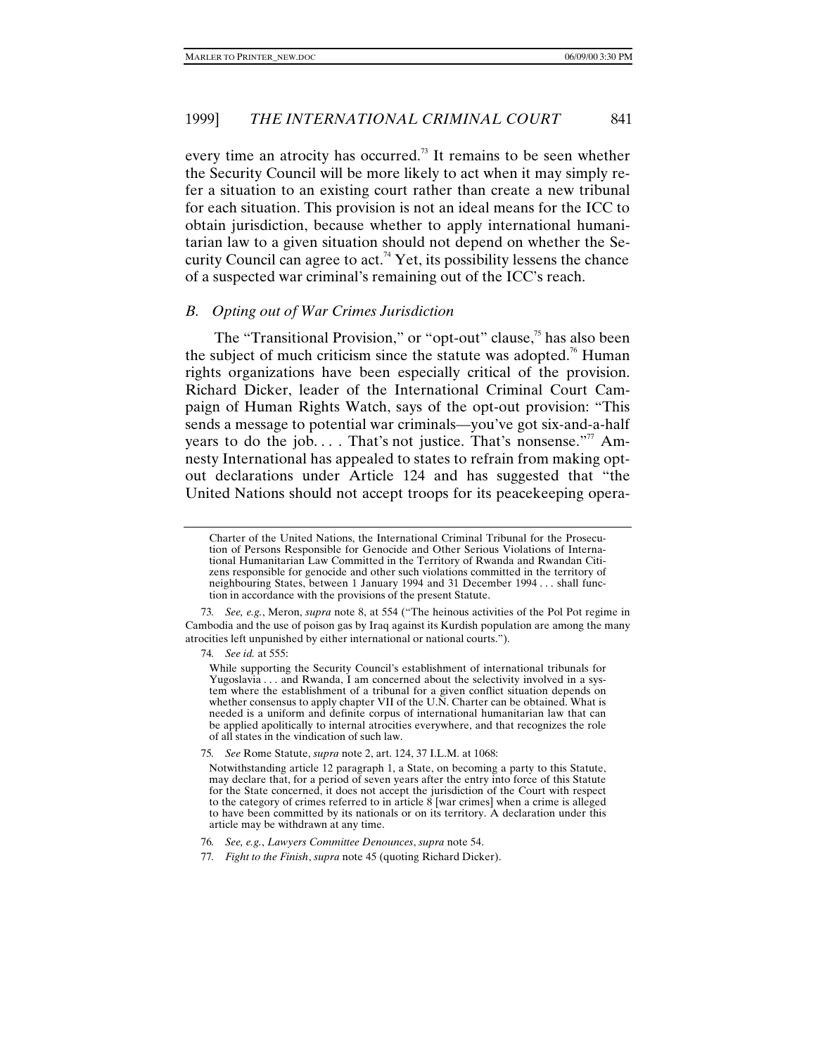every time an atrocity has occurred.[73] It remains to be seen whether the Security Council will be more likely to act when it may simply refer a situation to an existing court rather than create a new tribunal for each situation. This provision is not an ideal means for the ICC to obtain jurisdiction, because whether to apply international humanitarian law to a given situation should not depend on whether the Security Council can agree to act.[74] Yet, its possibility lessens the chance of a suspected war criminal's remaining out of the ICC's reach.

### *B. Opting out of War Crimes Jurisdiction*

The "Transitional Provision," or "opt-out" clause,[75] has also been the subject of much criticism since the statute was adopted.[76] Human rights organizations have been especially critical of the provision. Richard Dicker, leader of the International Criminal Court Campaign of Human Rights Watch, says of the opt-out provision: "This sends a message to potential war criminals—you've got six-and-a-half years to do the job. . . . That's not justice. That's nonsense."[77] Amnesty International has appealed to states to refrain from making opt-out declarations under Article 124 and has suggested that "the United Nations should not accept troops for its peacekeeping opera-

---

> Charter of the United Nations, the International Criminal Tribunal for the Prosecution of Persons Responsible for Genocide and Other Serious Violations of International Humanitarian Law Committed in the Territory of Rwanda and Rwandan Citizens responsible for genocide and other such violations committed in the territory of neighbouring States, between 1 January 1994 and 31 December 1994 . . . shall function in accordance with the provisions of the present Statute.

73. *See, e.g.*, Meron, *supra* note 8, at 554 ("The heinous activities of the Pol Pot regime in Cambodia and the use of poison gas by Iraq against its Kurdish population are among the many atrocities left unpunished by either international or national courts.").

74. *See id.* at 555:

> While supporting the Security Council's establishment of international tribunals for Yugoslavia . . . and Rwanda, I am concerned about the selectivity involved in a system where the establishment of a tribunal for a given conflict situation depends on whether consensus to apply chapter VII of the U.N. Charter can be obtained. What is needed is a uniform and definite corpus of international humanitarian law that can be applied apolitically to internal atrocities everywhere, and that recognizes the role of all states in the vindication of such law.

75. *See* Rome Statute, *supra* note 2, art. 124, 37 I.L.M. at 1068:

> Notwithstanding article 12 paragraph 1, a State, on becoming a party to this Statute, may declare that, for a period of seven years after the entry into force of this Statute for the State concerned, it does not accept the jurisdiction of the Court with respect to the category of crimes referred to in article 8 [war crimes] when a crime is alleged to have been committed by its nationals or on its territory. A declaration under this article may be withdrawn at any time.

76. *See, e.g.*, *Lawyers Committee Denounces*, *supra* note 54.

77. *Fight to the Finish*, *supra* note 45 (quoting Richard Dicker).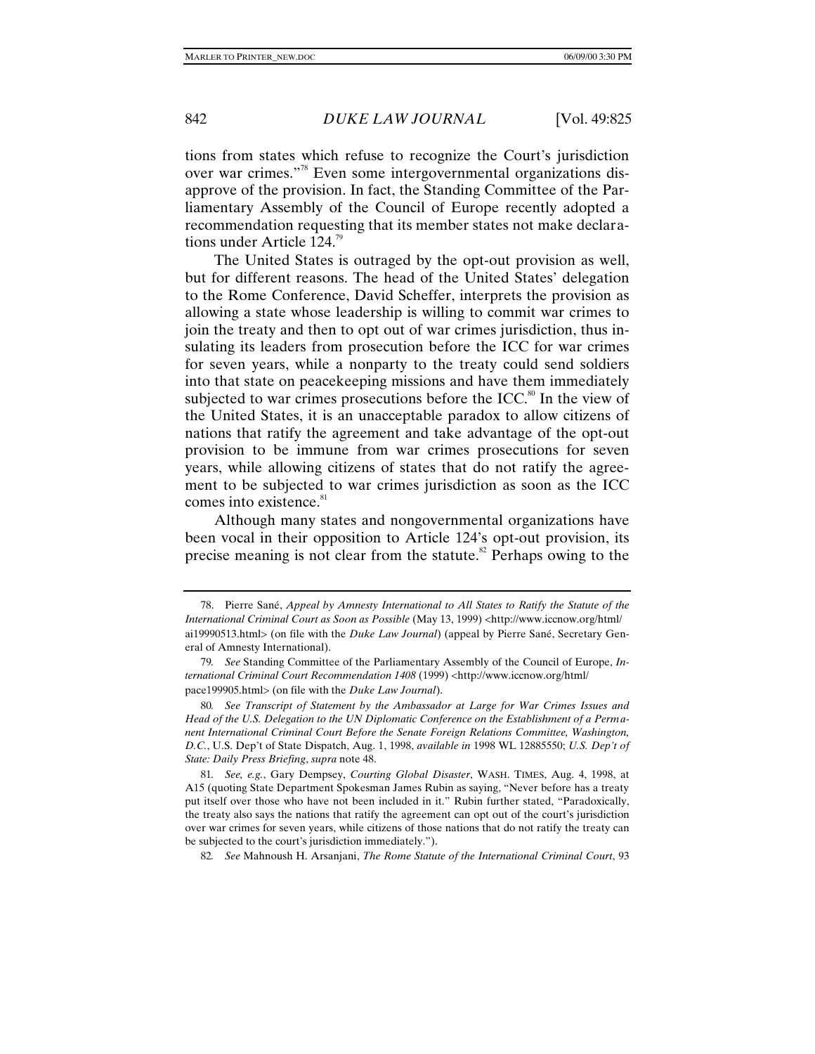tions from states which refuse to recognize the Court's jurisdiction over war crimes."[78] Even some intergovernmental organizations disapprove of the provision. In fact, the Standing Committee of the Parliamentary Assembly of the Council of Europe recently adopted a recommendation requesting that its member states not make declarations under Article 124.[79]

The United States is outraged by the opt-out provision as well, but for different reasons. The head of the United States' delegation to the Rome Conference, David Scheffer, interprets the provision as allowing a state whose leadership is willing to commit war crimes to join the treaty and then to opt out of war crimes jurisdiction, thus insulating its leaders from prosecution before the ICC for war crimes for seven years, while a nonparty to the treaty could send soldiers into that state on peacekeeping missions and have them immediately subjected to war crimes prosecutions before the ICC.[80] In the view of the United States, it is an unacceptable paradox to allow citizens of nations that ratify the agreement and take advantage of the opt-out provision to be immune from war crimes prosecutions for seven years, while allowing citizens of states that do not ratify the agreement to be subjected to war crimes jurisdiction as soon as the ICC comes into existence.[81]

Although many states and nongovernmental organizations have been vocal in their opposition to Article 124's opt-out provision, its precise meaning is not clear from the statute.[82] Perhaps owing to the

---

78. Pierre Sané, *Appeal by Amnesty International to All States to Ratify the Statute of the International Criminal Court as Soon as Possible* (May 13, 1999) <http://www.iccnow.org/html/ai19990513.html> (on file with the *Duke Law Journal*) (appeal by Pierre Sané, Secretary General of Amnesty International).

79. *See* Standing Committee of the Parliamentary Assembly of the Council of Europe, *International Criminal Court Recommendation 1408* (1999) <http://www.iccnow.org/html/pace199905.html> (on file with the *Duke Law Journal*).

80. *See Transcript of Statement by the Ambassador at Large for War Crimes Issues and Head of the U.S. Delegation to the UN Diplomatic Conference on the Establishment of a Permanent International Criminal Court Before the Senate Foreign Relations Committee, Washington, D.C.*, U.S. Dep't of State Dispatch, Aug. 1, 1998, *available in* 1998 WL 12885550; *U.S. Dep't of State: Daily Press Briefing*, *supra* note 48.

81. *See, e.g.*, Gary Dempsey, *Courting Global Disaster*, WASH. TIMES, Aug. 4, 1998, at A15 (quoting State Department Spokesman James Rubin as saying, "Never before has a treaty put itself over those who have not been included in it." Rubin further stated, "Paradoxically, the treaty also says the nations that ratify the agreement can opt out of the court's jurisdiction over war crimes for seven years, while citizens of those nations that do not ratify the treaty can be subjected to the court's jurisdiction immediately.").

82. *See* Mahnoush H. Arsanjani, *The Rome Statute of the International Criminal Court*, 93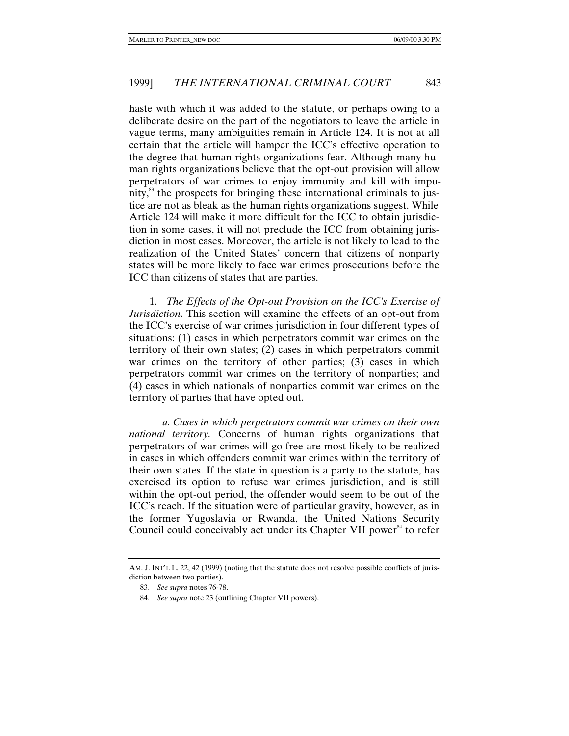haste with which it was added to the statute, or perhaps owing to a deliberate desire on the part of the negotiators to leave the article in vague terms, many ambiguities remain in Article 124. It is not at all certain that the article will hamper the ICC's effective operation to the degree that human rights organizations fear. Although many human rights organizations believe that the opt-out provision will allow perpetrators of war crimes to enjoy immunity and kill with impunity,[83] the prospects for bringing these international criminals to justice are not as bleak as the human rights organizations suggest. While Article 124 will make it more difficult for the ICC to obtain jurisdiction in some cases, it will not preclude the ICC from obtaining jurisdiction in most cases. Moreover, the article is not likely to lead to the realization of the United States' concern that citizens of nonparty states will be more likely to face war crimes prosecutions before the ICC than citizens of states that are parties.

1. *The Effects of the Opt-out Provision on the ICC's Exercise of Jurisdiction*. This section will examine the effects of an opt-out from the ICC's exercise of war crimes jurisdiction in four different types of situations: (1) cases in which perpetrators commit war crimes on the territory of their own states; (2) cases in which perpetrators commit war crimes on the territory of other parties; (3) cases in which perpetrators commit war crimes on the territory of nonparties; and (4) cases in which nationals of nonparties commit war crimes on the territory of parties that have opted out.

*a. Cases in which perpetrators commit war crimes on their own national territory.* Concerns of human rights organizations that perpetrators of war crimes will go free are most likely to be realized in cases in which offenders commit war crimes within the territory of their own states. If the state in question is a party to the statute, has exercised its option to refuse war crimes jurisdiction, and is still within the opt-out period, the offender would seem to be out of the ICC's reach. If the situation were of particular gravity, however, as in the former Yugoslavia or Rwanda, the United Nations Security Council could conceivably act under its Chapter VII power[84] to refer

AM. J. INT'L L. 22, 42 (1999) (noting that the statute does not resolve possible conflicts of jurisdiction between two parties).

83. *See supra* notes 76-78.

84. *See supra* note 23 (outlining Chapter VII powers).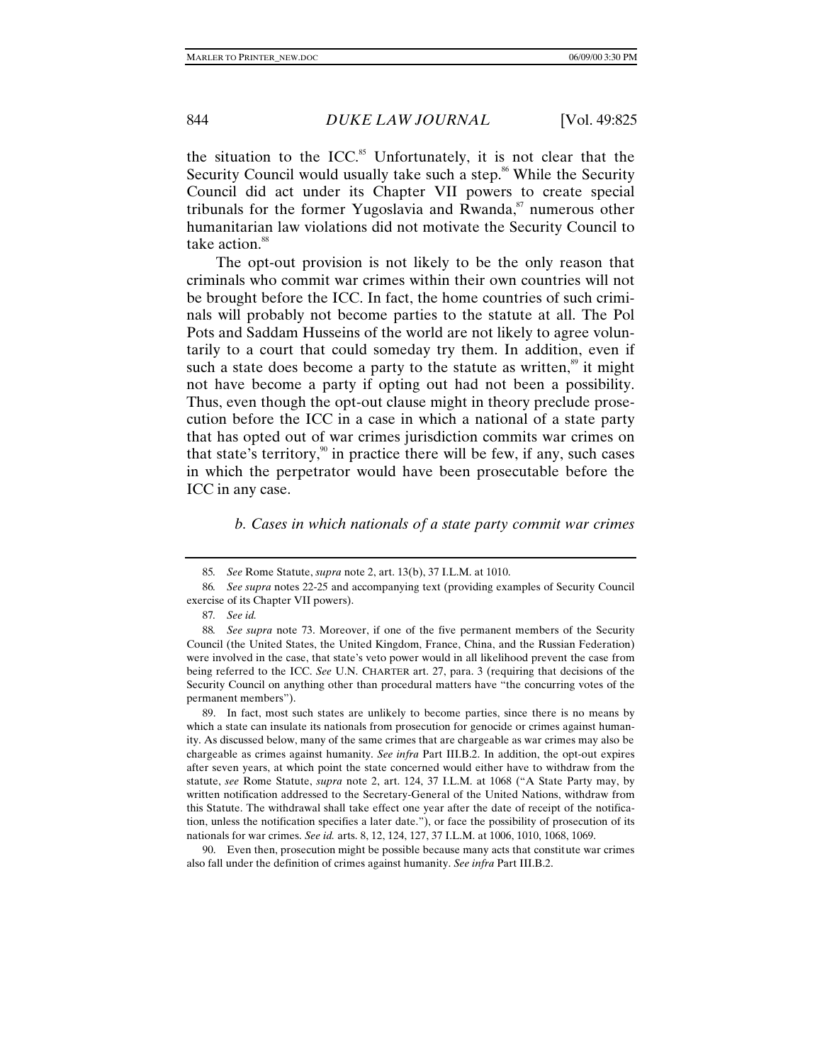the situation to the ICC.[85] Unfortunately, it is not clear that the Security Council would usually take such a step.[86] While the Security Council did act under its Chapter VII powers to create special tribunals for the former Yugoslavia and Rwanda,[87] numerous other humanitarian law violations did not motivate the Security Council to take action.[88]

The opt-out provision is not likely to be the only reason that criminals who commit war crimes within their own countries will not be brought before the ICC. In fact, the home countries of such criminals will probably not become parties to the statute at all. The Pol Pots and Saddam Husseins of the world are not likely to agree voluntarily to a court that could someday try them. In addition, even if such a state does become a party to the statute as written,[89] it might not have become a party if opting out had not been a possibility. Thus, even though the opt-out clause might in theory preclude prosecution before the ICC in a case in which a national of a state party that has opted out of war crimes jurisdiction commits war crimes on that state's territory,[90] in practice there will be few, if any, such cases in which the perpetrator would have been prosecutable before the ICC in any case.

*b. Cases in which nationals of a state party commit war crimes*

---

85. *See* Rome Statute, *supra* note 2, art. 13(b), 37 I.L.M. at 1010.

86. *See supra* notes 22-25 and accompanying text (providing examples of Security Council exercise of its Chapter VII powers).

87. *See id.*

88. *See supra* note 73. Moreover, if one of the five permanent members of the Security Council (the United States, the United Kingdom, France, China, and the Russian Federation) were involved in the case, that state's veto power would in all likelihood prevent the case from being referred to the ICC. *See* U.N. CHARTER art. 27, para. 3 (requiring that decisions of the Security Council on anything other than procedural matters have "the concurring votes of the permanent members").

89. In fact, most such states are unlikely to become parties, since there is no means by which a state can insulate its nationals from prosecution for genocide or crimes against humanity. As discussed below, many of the same crimes that are chargeable as war crimes may also be chargeable as crimes against humanity. *See infra* Part III.B.2. In addition, the opt-out expires after seven years, at which point the state concerned would either have to withdraw from the statute, *see* Rome Statute, *supra* note 2, art. 124, 37 I.L.M. at 1068 ("A State Party may, by written notification addressed to the Secretary-General of the United Nations, withdraw from this Statute. The withdrawal shall take effect one year after the date of receipt of the notification, unless the notification specifies a later date."), or face the possibility of prosecution of its nationals for war crimes. *See id.* arts. 8, 12, 124, 127, 37 I.L.M. at 1006, 1010, 1068, 1069.

90. Even then, prosecution might be possible because many acts that constitute war crimes also fall under the definition of crimes against humanity. *See infra* Part III.B.2.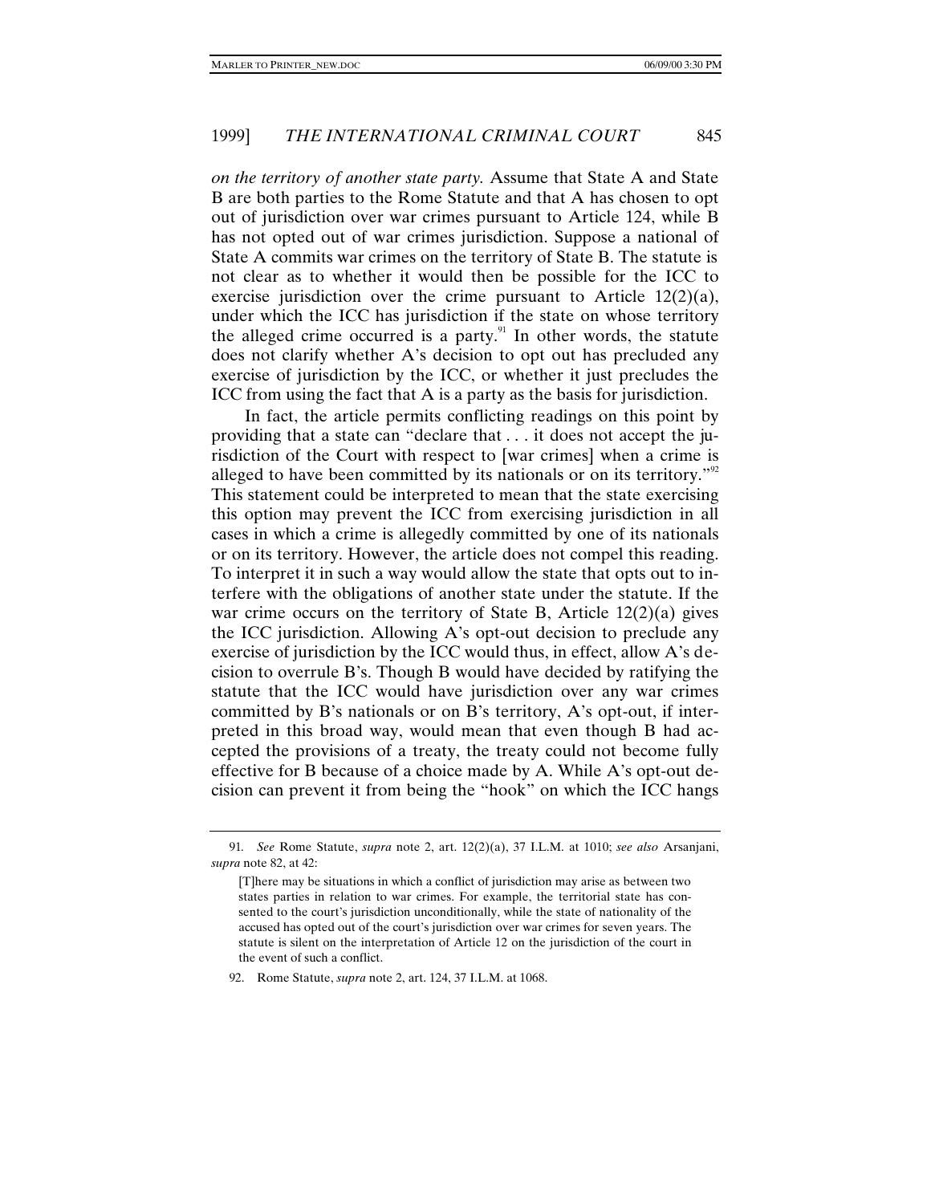*on the territory of another state party.* Assume that State A and State B are both parties to the Rome Statute and that A has chosen to opt out of jurisdiction over war crimes pursuant to Article 124, while B has not opted out of war crimes jurisdiction. Suppose a national of State A commits war crimes on the territory of State B. The statute is not clear as to whether it would then be possible for the ICC to exercise jurisdiction over the crime pursuant to Article 12(2)(a), under which the ICC has jurisdiction if the state on whose territory the alleged crime occurred is a party.[91] In other words, the statute does not clarify whether A's decision to opt out has precluded any exercise of jurisdiction by the ICC, or whether it just precludes the ICC from using the fact that A is a party as the basis for jurisdiction.

In fact, the article permits conflicting readings on this point by providing that a state can "declare that . . . it does not accept the jurisdiction of the Court with respect to [war crimes] when a crime is alleged to have been committed by its nationals or on its territory."[92] This statement could be interpreted to mean that the state exercising this option may prevent the ICC from exercising jurisdiction in all cases in which a crime is allegedly committed by one of its nationals or on its territory. However, the article does not compel this reading. To interpret it in such a way would allow the state that opts out to interfere with the obligations of another state under the statute. If the war crime occurs on the territory of State B, Article 12(2)(a) gives the ICC jurisdiction. Allowing A's opt-out decision to preclude any exercise of jurisdiction by the ICC would thus, in effect, allow A's decision to overrule B's. Though B would have decided by ratifying the statute that the ICC would have jurisdiction over any war crimes committed by B's nationals or on B's territory, A's opt-out, if interpreted in this broad way, would mean that even though B had accepted the provisions of a treaty, the treaty could not become fully effective for B because of a choice made by A. While A's opt-out decision can prevent it from being the "hook" on which the ICC hangs

---

91. *See* Rome Statute, *supra* note 2, art. 12(2)(a), 37 I.L.M. at 1010; *see also* Arsanjani, *supra* note 82, at 42:

> [T]here may be situations in which a conflict of jurisdiction may arise as between two states parties in relation to war crimes. For example, the territorial state has consented to the court's jurisdiction unconditionally, while the state of nationality of the accused has opted out of the court's jurisdiction over war crimes for seven years. The statute is silent on the interpretation of Article 12 on the jurisdiction of the court in the event of such a conflict.

92. Rome Statute, *supra* note 2, art. 124, 37 I.L.M. at 1068.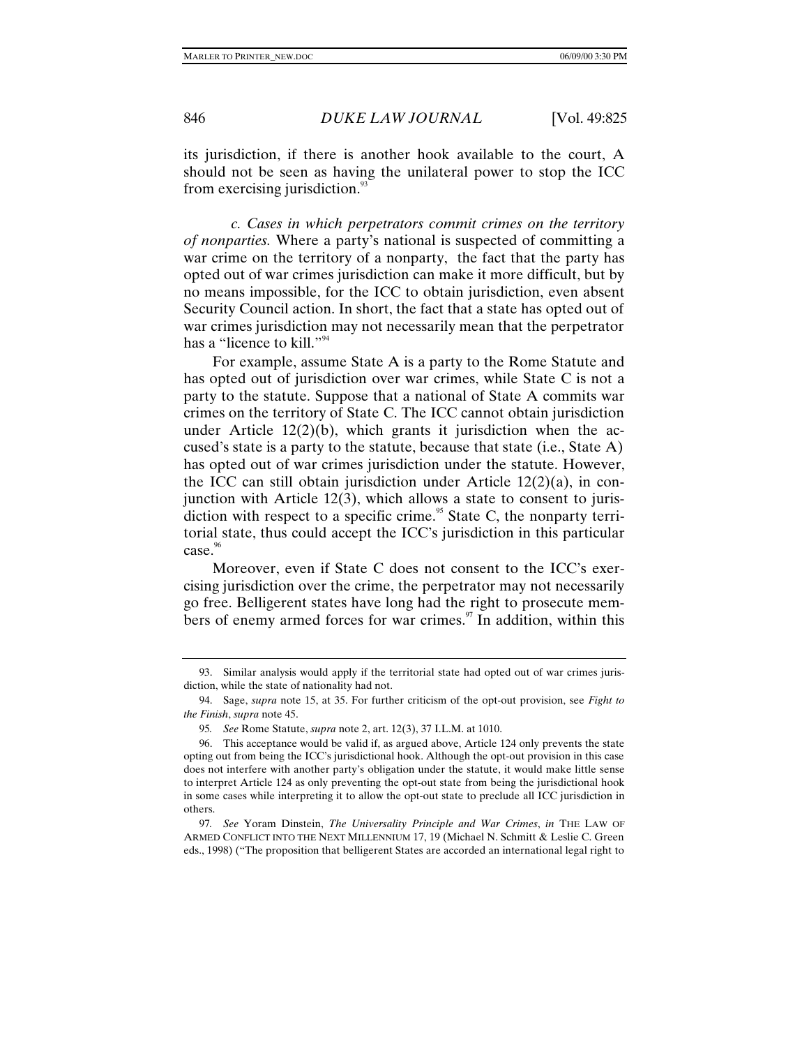its jurisdiction, if there is another hook available to the court, A should not be seen as having the unilateral power to stop the ICC from exercising jurisdiction.[93]

*c. Cases in which perpetrators commit crimes on the territory of nonparties.* Where a party's national is suspected of committing a war crime on the territory of a nonparty, the fact that the party has opted out of war crimes jurisdiction can make it more difficult, but by no means impossible, for the ICC to obtain jurisdiction, even absent Security Council action. In short, the fact that a state has opted out of war crimes jurisdiction may not necessarily mean that the perpetrator has a "licence to kill."[94]

For example, assume State A is a party to the Rome Statute and has opted out of jurisdiction over war crimes, while State C is not a party to the statute. Suppose that a national of State A commits war crimes on the territory of State C. The ICC cannot obtain jurisdiction under Article 12(2)(b), which grants it jurisdiction when the accused's state is a party to the statute, because that state (i.e., State A) has opted out of war crimes jurisdiction under the statute. However, the ICC can still obtain jurisdiction under Article 12(2)(a), in conjunction with Article 12(3), which allows a state to consent to jurisdiction with respect to a specific crime.[95] State C, the nonparty territorial state, thus could accept the ICC's jurisdiction in this particular case.[96]

Moreover, even if State C does not consent to the ICC's exercising jurisdiction over the crime, the perpetrator may not necessarily go free. Belligerent states have long had the right to prosecute members of enemy armed forces for war crimes.[97] In addition, within this

---

93. Similar analysis would apply if the territorial state had opted out of war crimes jurisdiction, while the state of nationality had not.

94. Sage, *supra* note 15, at 35. For further criticism of the opt-out provision, see *Fight to the Finish*, *supra* note 45.

95. *See* Rome Statute, *supra* note 2, art. 12(3), 37 I.L.M. at 1010.

96. This acceptance would be valid if, as argued above, Article 124 only prevents the state opting out from being the ICC's jurisdictional hook. Although the opt-out provision in this case does not interfere with another party's obligation under the statute, it would make little sense to interpret Article 124 as only preventing the opt-out state from being the jurisdictional hook in some cases while interpreting it to allow the opt-out state to preclude all ICC jurisdiction in others.

97. *See* Yoram Dinstein, *The Universality Principle and War Crimes*, *in* THE LAW OF ARMED CONFLICT INTO THE NEXT MILLENNIUM 17, 19 (Michael N. Schmitt & Leslie C. Green eds., 1998) ("The proposition that belligerent States are accorded an international legal right to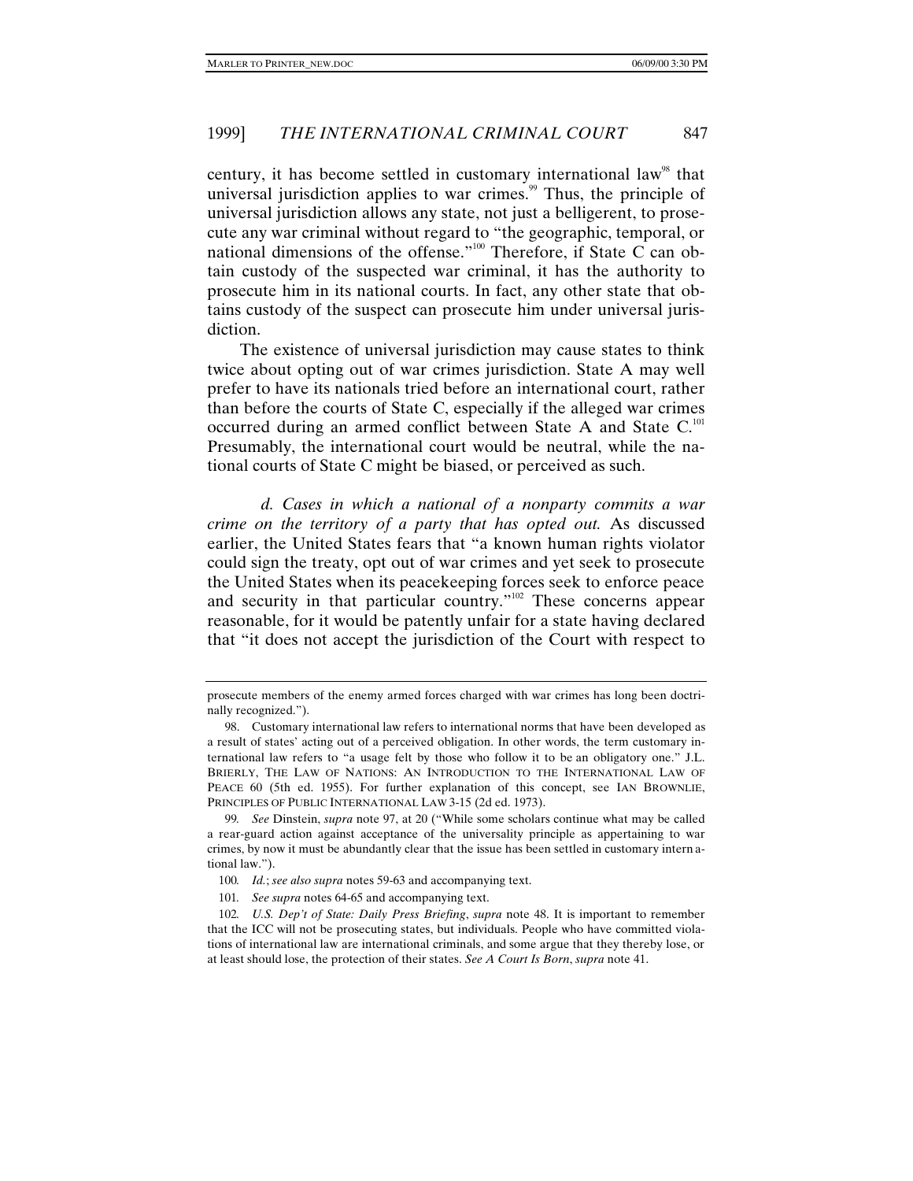century, it has become settled in customary international law[98] that universal jurisdiction applies to war crimes.[99] Thus, the principle of universal jurisdiction allows any state, not just a belligerent, to prosecute any war criminal without regard to "the geographic, temporal, or national dimensions of the offense."[100] Therefore, if State C can obtain custody of the suspected war criminal, it has the authority to prosecute him in its national courts. In fact, any other state that obtains custody of the suspect can prosecute him under universal jurisdiction.

The existence of universal jurisdiction may cause states to think twice about opting out of war crimes jurisdiction. State A may well prefer to have its nationals tried before an international court, rather than before the courts of State C, especially if the alleged war crimes occurred during an armed conflict between State A and State C.[101] Presumably, the international court would be neutral, while the national courts of State C might be biased, or perceived as such.

*d. Cases in which a national of a nonparty commits a war crime on the territory of a party that has opted out.* As discussed earlier, the United States fears that "a known human rights violator could sign the treaty, opt out of war crimes and yet seek to prosecute the United States when its peacekeeping forces seek to enforce peace and security in that particular country."[102] These concerns appear reasonable, for it would be patently unfair for a state having declared that "it does not accept the jurisdiction of the Court with respect to

---

prosecute members of the enemy armed forces charged with war crimes has long been doctrinally recognized.").

98. Customary international law refers to international norms that have been developed as a result of states' acting out of a perceived obligation. In other words, the term customary international law refers to "a usage felt by those who follow it to be an obligatory one." J.L. BRIERLY, THE LAW OF NATIONS: AN INTRODUCTION TO THE INTERNATIONAL LAW OF PEACE 60 (5th ed. 1955). For further explanation of this concept, see IAN BROWNLIE, PRINCIPLES OF PUBLIC INTERNATIONAL LAW 3-15 (2d ed. 1973).

99. *See* Dinstein, *supra* note 97, at 20 ("While some scholars continue what may be called a rear-guard action against acceptance of the universality principle as appertaining to war crimes, by now it must be abundantly clear that the issue has been settled in customary international law.").

100. *Id.*; *see also supra* notes 59-63 and accompanying text.

101. *See supra* notes 64-65 and accompanying text.

102. *U.S. Dep't of State: Daily Press Briefing*, *supra* note 48. It is important to remember that the ICC will not be prosecuting states, but individuals. People who have committed violations of international law are international criminals, and some argue that they thereby lose, or at least should lose, the protection of their states. *See A Court Is Born*, *supra* note 41.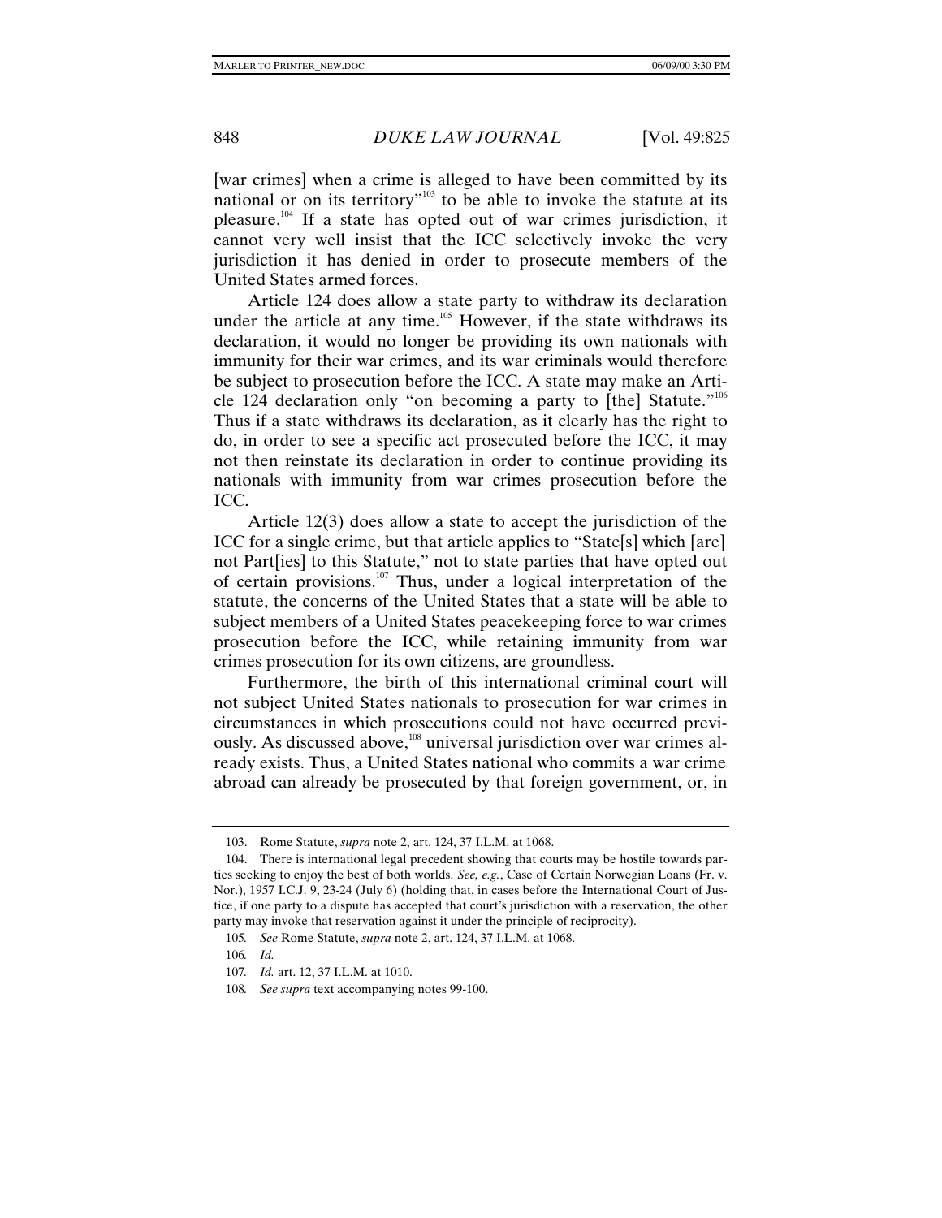[war crimes] when a crime is alleged to have been committed by its national or on its territory"[103] to be able to invoke the statute at its pleasure.[104] If a state has opted out of war crimes jurisdiction, it cannot very well insist that the ICC selectively invoke the very jurisdiction it has denied in order to prosecute members of the United States armed forces.

Article 124 does allow a state party to withdraw its declaration under the article at any time.[105] However, if the state withdraws its declaration, it would no longer be providing its own nationals with immunity for their war crimes, and its war criminals would therefore be subject to prosecution before the ICC. A state may make an Article 124 declaration only "on becoming a party to [the] Statute."[106] Thus if a state withdraws its declaration, as it clearly has the right to do, in order to see a specific act prosecuted before the ICC, it may not then reinstate its declaration in order to continue providing its nationals with immunity from war crimes prosecution before the ICC.

Article 12(3) does allow a state to accept the jurisdiction of the ICC for a single crime, but that article applies to "State[s] which [are] not Part[ies] to this Statute," not to state parties that have opted out of certain provisions.[107] Thus, under a logical interpretation of the statute, the concerns of the United States that a state will be able to subject members of a United States peacekeeping force to war crimes prosecution before the ICC, while retaining immunity from war crimes prosecution for its own citizens, are groundless.

Furthermore, the birth of this international criminal court will not subject United States nationals to prosecution for war crimes in circumstances in which prosecutions could not have occurred previously. As discussed above,[108] universal jurisdiction over war crimes already exists. Thus, a United States national who commits a war crime abroad can already be prosecuted by that foreign government, or, in

---

103. Rome Statute, *supra* note 2, art. 124, 37 I.L.M. at 1068.

104. There is international legal precedent showing that courts may be hostile towards parties seeking to enjoy the best of both worlds. *See, e.g.*, Case of Certain Norwegian Loans (Fr. v. Nor.), 1957 I.C.J. 9, 23-24 (July 6) (holding that, in cases before the International Court of Justice, if one party to a dispute has accepted that court's jurisdiction with a reservation, the other party may invoke that reservation against it under the principle of reciprocity).

105. *See* Rome Statute, *supra* note 2, art. 124, 37 I.L.M. at 1068.

106. *Id.*

107. *Id.* art. 12, 37 I.L.M. at 1010.

108. *See supra* text accompanying notes 99-100.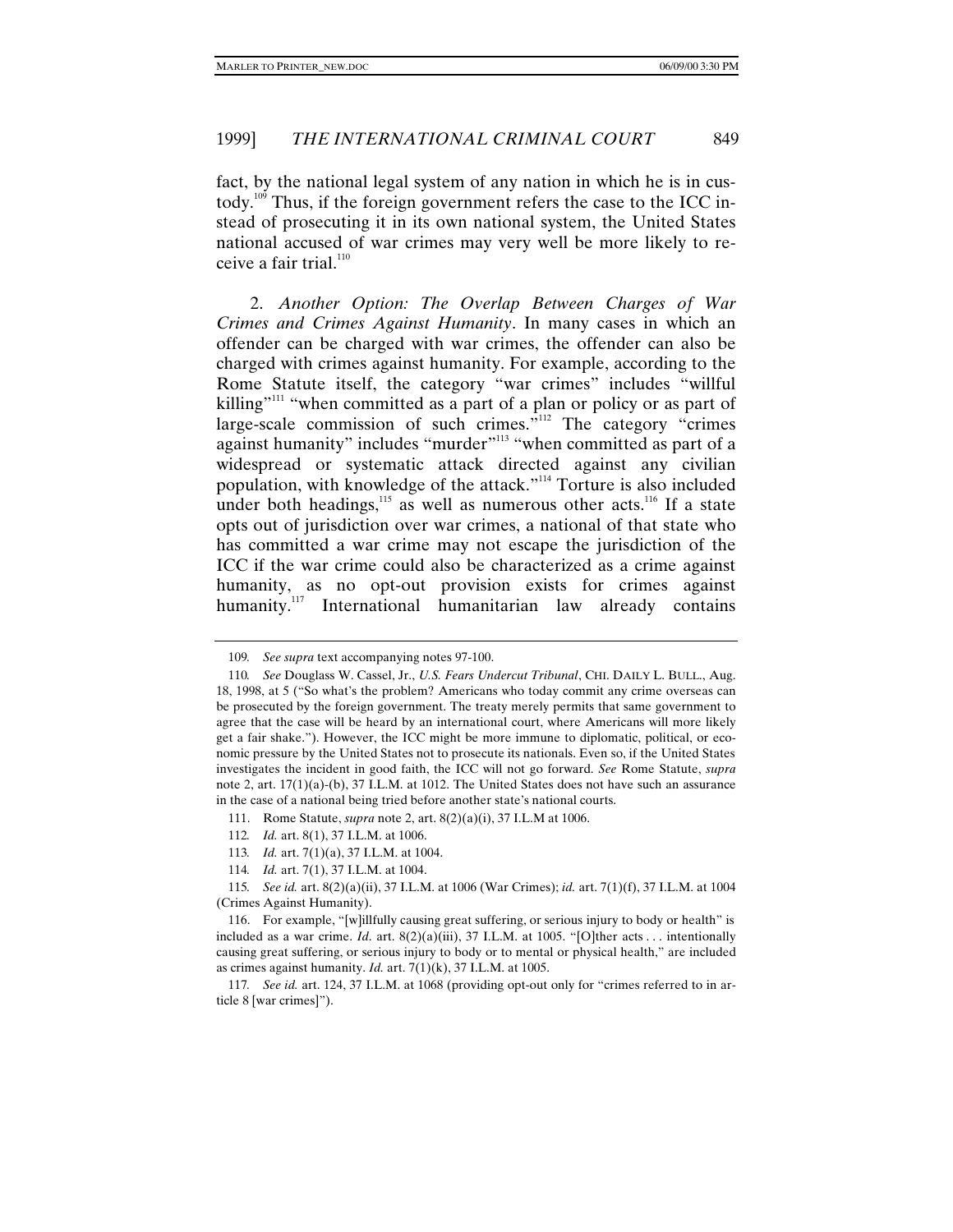fact, by the national legal system of any nation in which he is in custody.[109] Thus, if the foreign government refers the case to the ICC instead of prosecuting it in its own national system, the United States national accused of war crimes may very well be more likely to receive a fair trial.[110]

2. *Another Option: The Overlap Between Charges of War Crimes and Crimes Against Humanity*. In many cases in which an offender can be charged with war crimes, the offender can also be charged with crimes against humanity. For example, according to the Rome Statute itself, the category "war crimes" includes "willful killing"[111] "when committed as a part of a plan or policy or as part of large-scale commission of such crimes."[112] The category "crimes against humanity" includes "murder"[113] "when committed as part of a widespread or systematic attack directed against any civilian population, with knowledge of the attack."[114] Torture is also included under both headings,[115] as well as numerous other acts.[116] If a state opts out of jurisdiction over war crimes, a national of that state who has committed a war crime may not escape the jurisdiction of the ICC if the war crime could also be characterized as a crime against humanity, as no opt-out provision exists for crimes against humanity.[117] International humanitarian law already contains

---

109. *See supra* text accompanying notes 97-100.

110. *See* Douglass W. Cassel, Jr., *U.S. Fears Undercut Tribunal*, CHI. DAILY L. BULL., Aug. 18, 1998, at 5 ("So what's the problem? Americans who today commit any crime overseas can be prosecuted by the foreign government. The treaty merely permits that same government to agree that the case will be heard by an international court, where Americans will more likely get a fair shake."). However, the ICC might be more immune to diplomatic, political, or economic pressure by the United States not to prosecute its nationals. Even so, if the United States investigates the incident in good faith, the ICC will not go forward. *See* Rome Statute, *supra* note 2, art. 17(1)(a)-(b), 37 I.L.M. at 1012. The United States does not have such an assurance in the case of a national being tried before another state's national courts.

111. Rome Statute, *supra* note 2, art. 8(2)(a)(i), 37 I.L.M at 1006.

112. *Id.* art. 8(1), 37 I.L.M. at 1006.

113. *Id.* art. 7(1)(a), 37 I.L.M. at 1004.

114. *Id.* art. 7(1), 37 I.L.M. at 1004.

115. *See id.* art. 8(2)(a)(ii), 37 I.L.M. at 1006 (War Crimes); *id.* art. 7(1)(f), 37 I.L.M. at 1004 (Crimes Against Humanity).

116. For example, "[w]illfully causing great suffering, or serious injury to body or health" is included as a war crime. *Id.* art. 8(2)(a)(iii), 37 I.L.M. at 1005. "[O]ther acts . . . intentionally causing great suffering, or serious injury to body or to mental or physical health," are included as crimes against humanity. *Id.* art. 7(1)(k), 37 I.L.M. at 1005.

117. *See id.* art. 124, 37 I.L.M. at 1068 (providing opt-out only for "crimes referred to in article 8 [war crimes]").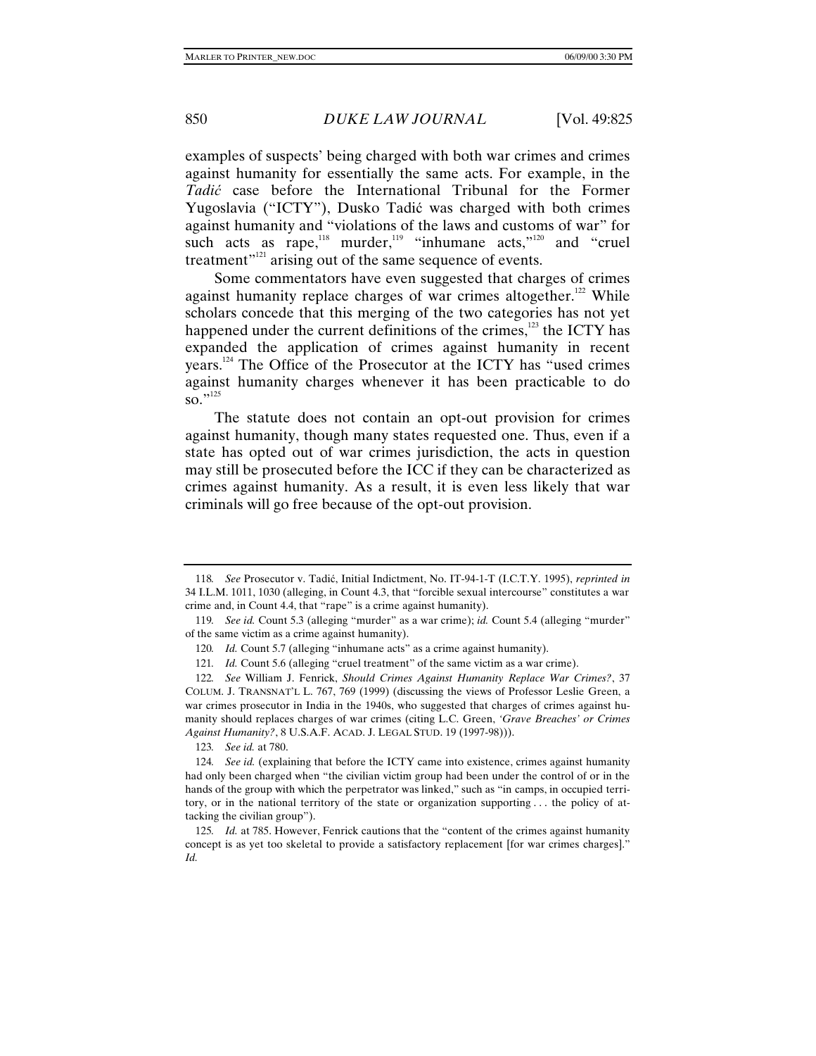examples of suspects' being charged with both war crimes and crimes against humanity for essentially the same acts. For example, in the *Tadić* case before the International Tribunal for the Former Yugoslavia ("ICTY"), Dusko Tadić was charged with both crimes against humanity and "violations of the laws and customs of war" for such acts as rape,[118] murder,[119] "inhumane acts,"[120] and "cruel treatment"[121] arising out of the same sequence of events.

Some commentators have even suggested that charges of crimes against humanity replace charges of war crimes altogether.[122] While scholars concede that this merging of the two categories has not yet happened under the current definitions of the crimes,[123] the ICTY has expanded the application of crimes against humanity in recent years.[124] The Office of the Prosecutor at the ICTY has "used crimes against humanity charges whenever it has been practicable to do so."[125]

The statute does not contain an opt-out provision for crimes against humanity, though many states requested one. Thus, even if a state has opted out of war crimes jurisdiction, the acts in question may still be prosecuted before the ICC if they can be characterized as crimes against humanity. As a result, it is even less likely that war criminals will go free because of the opt-out provision.

---

118. *See* Prosecutor v. Tadić, Initial Indictment, No. IT-94-1-T (I.C.T.Y. 1995), *reprinted in* 34 I.L.M. 1011, 1030 (alleging, in Count 4.3, that "forcible sexual intercourse" constitutes a war crime and, in Count 4.4, that "rape" is a crime against humanity).

119. *See id.* Count 5.3 (alleging "murder" as a war crime); *id.* Count 5.4 (alleging "murder" of the same victim as a crime against humanity).

120. *Id.* Count 5.7 (alleging "inhumane acts" as a crime against humanity).

121. *Id.* Count 5.6 (alleging "cruel treatment" of the same victim as a war crime).

122. *See* William J. Fenrick, *Should Crimes Against Humanity Replace War Crimes?*, 37 COLUM. J. TRANSNAT'L L. 767, 769 (1999) (discussing the views of Professor Leslie Green, a war crimes prosecutor in India in the 1940s, who suggested that charges of crimes against humanity should replaces charges of war crimes (citing L.C. Green, *'Grave Breaches' or Crimes Against Humanity?*, 8 U.S.A.F. ACAD. J. LEGAL STUD. 19 (1997-98))).

123. *See id.* at 780.

124. *See id.* (explaining that before the ICTY came into existence, crimes against humanity had only been charged when "the civilian victim group had been under the control of or in the hands of the group with which the perpetrator was linked," such as "in camps, in occupied territory, or in the national territory of the state or organization supporting . . . the policy of attacking the civilian group").

125. *Id.* at 785. However, Fenrick cautions that the "content of the crimes against humanity concept is as yet too skeletal to provide a satisfactory replacement [for war crimes charges]." *Id.*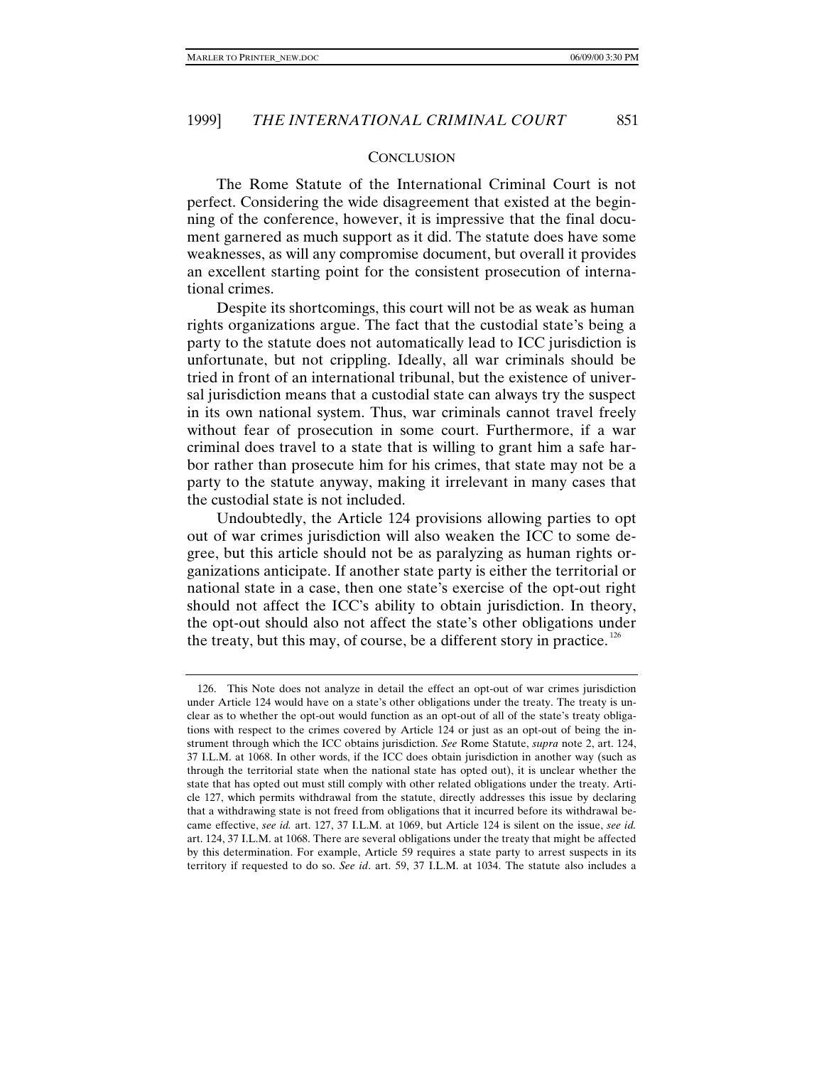## CONCLUSION

The Rome Statute of the International Criminal Court is not perfect. Considering the wide disagreement that existed at the beginning of the conference, however, it is impressive that the final document garnered as much support as it did. The statute does have some weaknesses, as will any compromise document, but overall it provides an excellent starting point for the consistent prosecution of international crimes.

Despite its shortcomings, this court will not be as weak as human rights organizations argue. The fact that the custodial state's being a party to the statute does not automatically lead to ICC jurisdiction is unfortunate, but not crippling. Ideally, all war criminals should be tried in front of an international tribunal, but the existence of universal jurisdiction means that a custodial state can always try the suspect in its own national system. Thus, war criminals cannot travel freely without fear of prosecution in some court. Furthermore, if a war criminal does travel to a state that is willing to grant him a safe harbor rather than prosecute him for his crimes, that state may not be a party to the statute anyway, making it irrelevant in many cases that the custodial state is not included.

Undoubtedly, the Article 124 provisions allowing parties to opt out of war crimes jurisdiction will also weaken the ICC to some degree, but this article should not be as paralyzing as human rights organizations anticipate. If another state party is either the territorial or national state in a case, then one state's exercise of the opt-out right should not affect the ICC's ability to obtain jurisdiction. In theory, the opt-out should also not affect the state's other obligations under the treaty, but this may, of course, be a different story in practice.[126]

---

126. This Note does not analyze in detail the effect an opt-out of war crimes jurisdiction under Article 124 would have on a state's other obligations under the treaty. The treaty is unclear as to whether the opt-out would function as an opt-out of all of the state's treaty obligations with respect to the crimes covered by Article 124 or just as an opt-out of being the instrument through which the ICC obtains jurisdiction. *See* Rome Statute, *supra* note 2, art. 124, 37 I.L.M. at 1068. In other words, if the ICC does obtain jurisdiction in another way (such as through the territorial state when the national state has opted out), it is unclear whether the state that has opted out must still comply with other related obligations under the treaty. Article 127, which permits withdrawal from the statute, directly addresses this issue by declaring that a withdrawing state is not freed from obligations that it incurred before its withdrawal became effective, *see id.* art. 127, 37 I.L.M. at 1069, but Article 124 is silent on the issue, *see id.* art. 124, 37 I.L.M. at 1068. There are several obligations under the treaty that might be affected by this determination. For example, Article 59 requires a state party to arrest suspects in its territory if requested to do so. *See id*. art. 59, 37 I.L.M. at 1034. The statute also includes a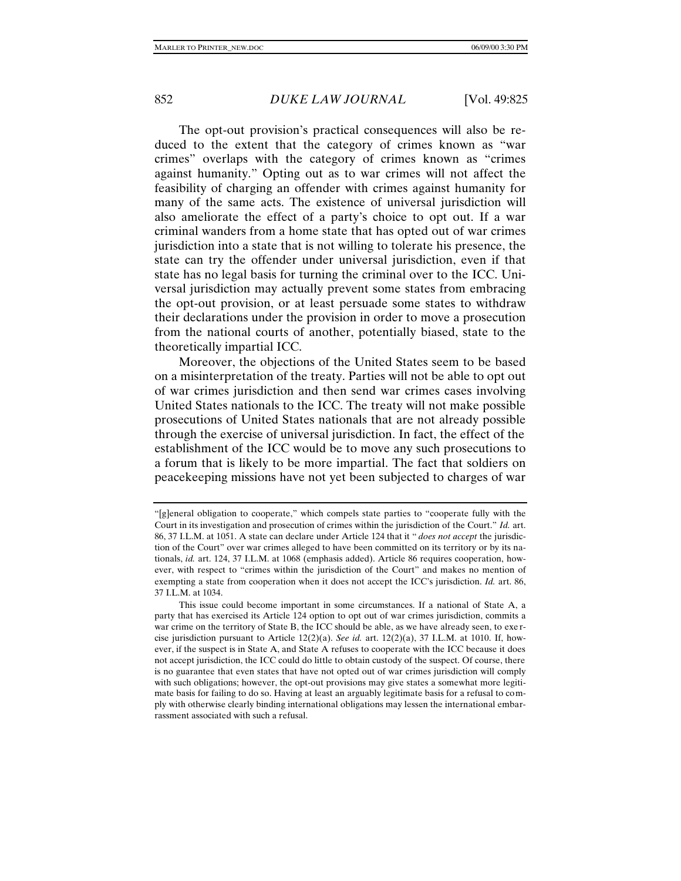The opt-out provision's practical consequences will also be reduced to the extent that the category of crimes known as "war crimes" overlaps with the category of crimes known as "crimes against humanity." Opting out as to war crimes will not affect the feasibility of charging an offender with crimes against humanity for many of the same acts. The existence of universal jurisdiction will also ameliorate the effect of a party's choice to opt out. If a war criminal wanders from a home state that has opted out of war crimes jurisdiction into a state that is not willing to tolerate his presence, the state can try the offender under universal jurisdiction, even if that state has no legal basis for turning the criminal over to the ICC. Universal jurisdiction may actually prevent some states from embracing the opt-out provision, or at least persuade some states to withdraw their declarations under the provision in order to move a prosecution from the national courts of another, potentially biased, state to the theoretically impartial ICC.

Moreover, the objections of the United States seem to be based on a misinterpretation of the treaty. Parties will not be able to opt out of war crimes jurisdiction and then send war crimes cases involving United States nationals to the ICC. The treaty will not make possible prosecutions of United States nationals that are not already possible through the exercise of universal jurisdiction. In fact, the effect of the establishment of the ICC would be to move any such prosecutions to a forum that is likely to be more impartial. The fact that soldiers on peacekeeping missions have not yet been subjected to charges of war

---

"[g]eneral obligation to cooperate," which compels state parties to "cooperate fully with the Court in its investigation and prosecution of crimes within the jurisdiction of the Court." *Id.* art. 86, 37 I.L.M. at 1051. A state can declare under Article 124 that it "*does not accept* the jurisdiction of the Court" over war crimes alleged to have been committed on its territory or by its nationals, *id.* art. 124, 37 I.L.M. at 1068 (emphasis added). Article 86 requires cooperation, however, with respect to "crimes within the jurisdiction of the Court" and makes no mention of exempting a state from cooperation when it does not accept the ICC's jurisdiction. *Id.* art. 86, 37 I.L.M. at 1034.

This issue could become important in some circumstances. If a national of State A, a party that has exercised its Article 124 option to opt out of war crimes jurisdiction, commits a war crime on the territory of State B, the ICC should be able, as we have already seen, to exercise jurisdiction pursuant to Article 12(2)(a). *See id.* art. 12(2)(a), 37 I.L.M. at 1010. If, however, if the suspect is in State A, and State A refuses to cooperate with the ICC because it does not accept jurisdiction, the ICC could do little to obtain custody of the suspect. Of course, there is no guarantee that even states that have not opted out of war crimes jurisdiction will comply with such obligations; however, the opt-out provisions may give states a somewhat more legitimate basis for failing to do so. Having at least an arguably legitimate basis for a refusal to comply with otherwise clearly binding international obligations may lessen the international embarrassment associated with such a refusal.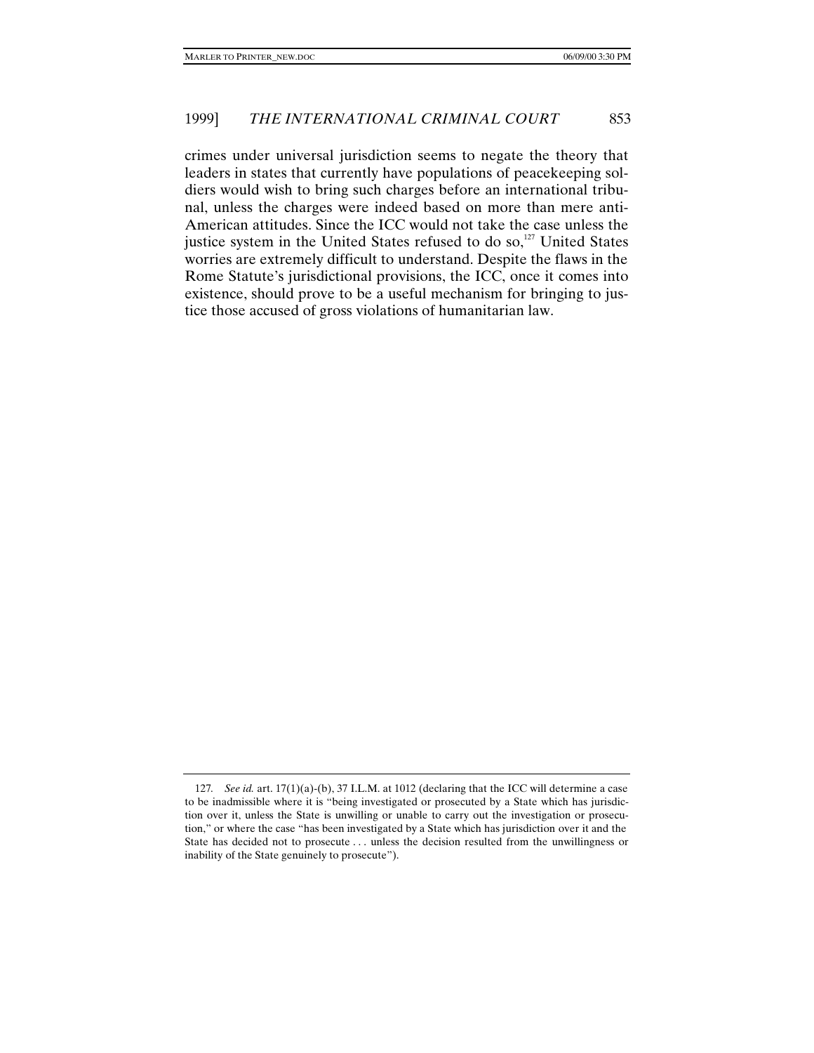crimes under universal jurisdiction seems to negate the theory that leaders in states that currently have populations of peacekeeping soldiers would wish to bring such charges before an international tribunal, unless the charges were indeed based on more than mere anti-American attitudes. Since the ICC would not take the case unless the justice system in the United States refused to do so,[127] United States worries are extremely difficult to understand. Despite the flaws in the Rome Statute's jurisdictional provisions, the ICC, once it comes into existence, should prove to be a useful mechanism for bringing to justice those accused of gross violations of humanitarian law.

---

127. *See id.* art. 17(1)(a)-(b), 37 I.L.M. at 1012 (declaring that the ICC will determine a case to be inadmissible where it is "being investigated or prosecuted by a State which has jurisdiction over it, unless the State is unwilling or unable to carry out the investigation or prosecution," or where the case "has been investigated by a State which has jurisdiction over it and the State has decided not to prosecute . . . unless the decision resulted from the unwillingness or inability of the State genuinely to prosecute").